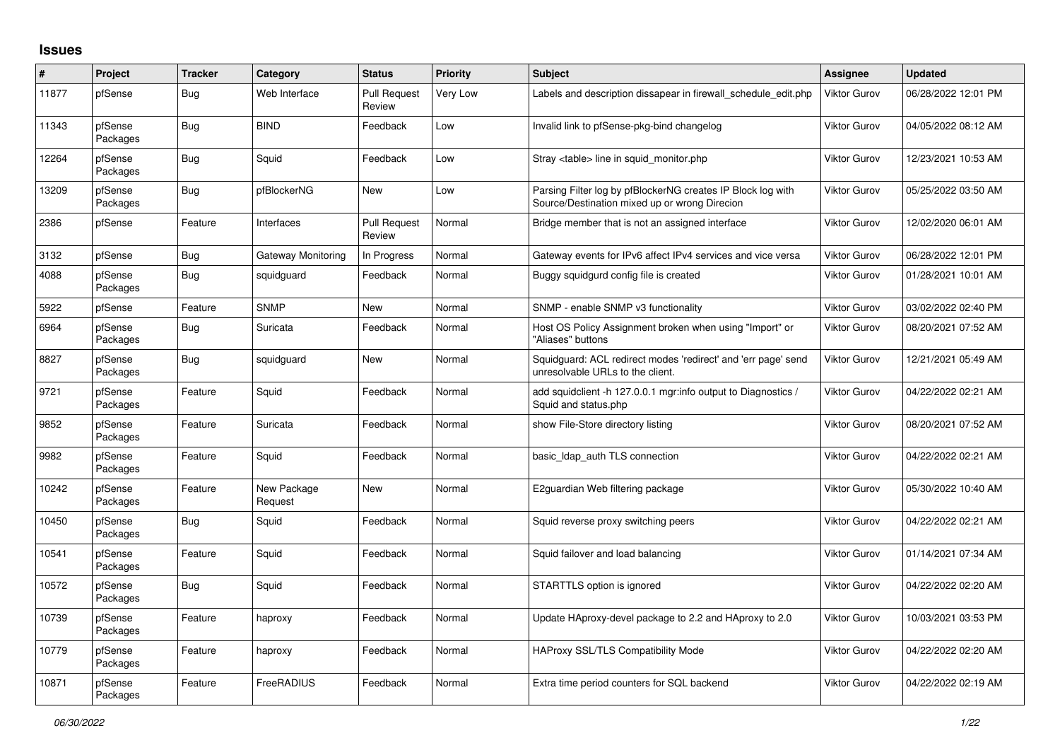## Issues

| # | Project | Tracker | Category | Status | Priority | Subject | Assignee | Updated |
|---|---|---|---|---|---|---|---|---|
| 11877 | pfSense | Bug | Web Interface | Pull Request Review | Very Low | Labels and description dissapear in firewall_schedule_edit.php | Viktor Gurov | 06/28/2022 12:01 PM |
| 11343 | pfSense Packages | Bug | BIND | Feedback | Low | Invalid link to pfSense-pkg-bind changelog | Viktor Gurov | 04/05/2022 08:12 AM |
| 12264 | pfSense Packages | Bug | Squid | Feedback | Low | Stray <table> line in squid_monitor.php | Viktor Gurov | 12/23/2021 10:53 AM |
| 13209 | pfSense Packages | Bug | pfBlockerNG | New | Low | Parsing Filter log by pfBlockerNG creates IP Block log with Source/Destination mixed up or wrong Direcion | Viktor Gurov | 05/25/2022 03:50 AM |
| 2386 | pfSense | Feature | Interfaces | Pull Request Review | Normal | Bridge member that is not an assigned interface | Viktor Gurov | 12/02/2020 06:01 AM |
| 3132 | pfSense | Bug | Gateway Monitoring | In Progress | Normal | Gateway events for IPv6 affect IPv4 services and vice versa | Viktor Gurov | 06/28/2022 12:01 PM |
| 4088 | pfSense Packages | Bug | squidguard | Feedback | Normal | Buggy squidgurd config file is created | Viktor Gurov | 01/28/2021 10:01 AM |
| 5922 | pfSense | Feature | SNMP | New | Normal | SNMP - enable SNMP v3 functionality | Viktor Gurov | 03/02/2022 02:40 PM |
| 6964 | pfSense Packages | Bug | Suricata | Feedback | Normal | Host OS Policy Assignment broken when using "Import" or "Aliases" buttons | Viktor Gurov | 08/20/2021 07:52 AM |
| 8827 | pfSense Packages | Bug | squidguard | New | Normal | Squidguard: ACL redirect modes 'redirect' and 'err page' send unresolvable URLs to the client. | Viktor Gurov | 12/21/2021 05:49 AM |
| 9721 | pfSense Packages | Feature | Squid | Feedback | Normal | add squidclient -h 127.0.0.1 mgr:info output to Diagnostics / Squid and status.php | Viktor Gurov | 04/22/2022 02:21 AM |
| 9852 | pfSense Packages | Feature | Suricata | Feedback | Normal | show File-Store directory listing | Viktor Gurov | 08/20/2021 07:52 AM |
| 9982 | pfSense Packages | Feature | Squid | Feedback | Normal | basic_ldap_auth TLS connection | Viktor Gurov | 04/22/2022 02:21 AM |
| 10242 | pfSense Packages | Feature | New Package Request | New | Normal | E2guardian Web filtering package | Viktor Gurov | 05/30/2022 10:40 AM |
| 10450 | pfSense Packages | Bug | Squid | Feedback | Normal | Squid reverse proxy switching peers | Viktor Gurov | 04/22/2022 02:21 AM |
| 10541 | pfSense Packages | Feature | Squid | Feedback | Normal | Squid failover and load balancing | Viktor Gurov | 01/14/2021 07:34 AM |
| 10572 | pfSense Packages | Bug | Squid | Feedback | Normal | STARTTLS option is ignored | Viktor Gurov | 04/22/2022 02:20 AM |
| 10739 | pfSense Packages | Feature | haproxy | Feedback | Normal | Update HAproxy-devel package to 2.2 and HAproxy to 2.0 | Viktor Gurov | 10/03/2021 03:53 PM |
| 10779 | pfSense Packages | Feature | haproxy | Feedback | Normal | HAProxy SSL/TLS Compatibility Mode | Viktor Gurov | 04/22/2022 02:20 AM |
| 10871 | pfSense Packages | Feature | FreeRADIUS | Feedback | Normal | Extra time period counters for SQL backend | Viktor Gurov | 04/22/2022 02:19 AM |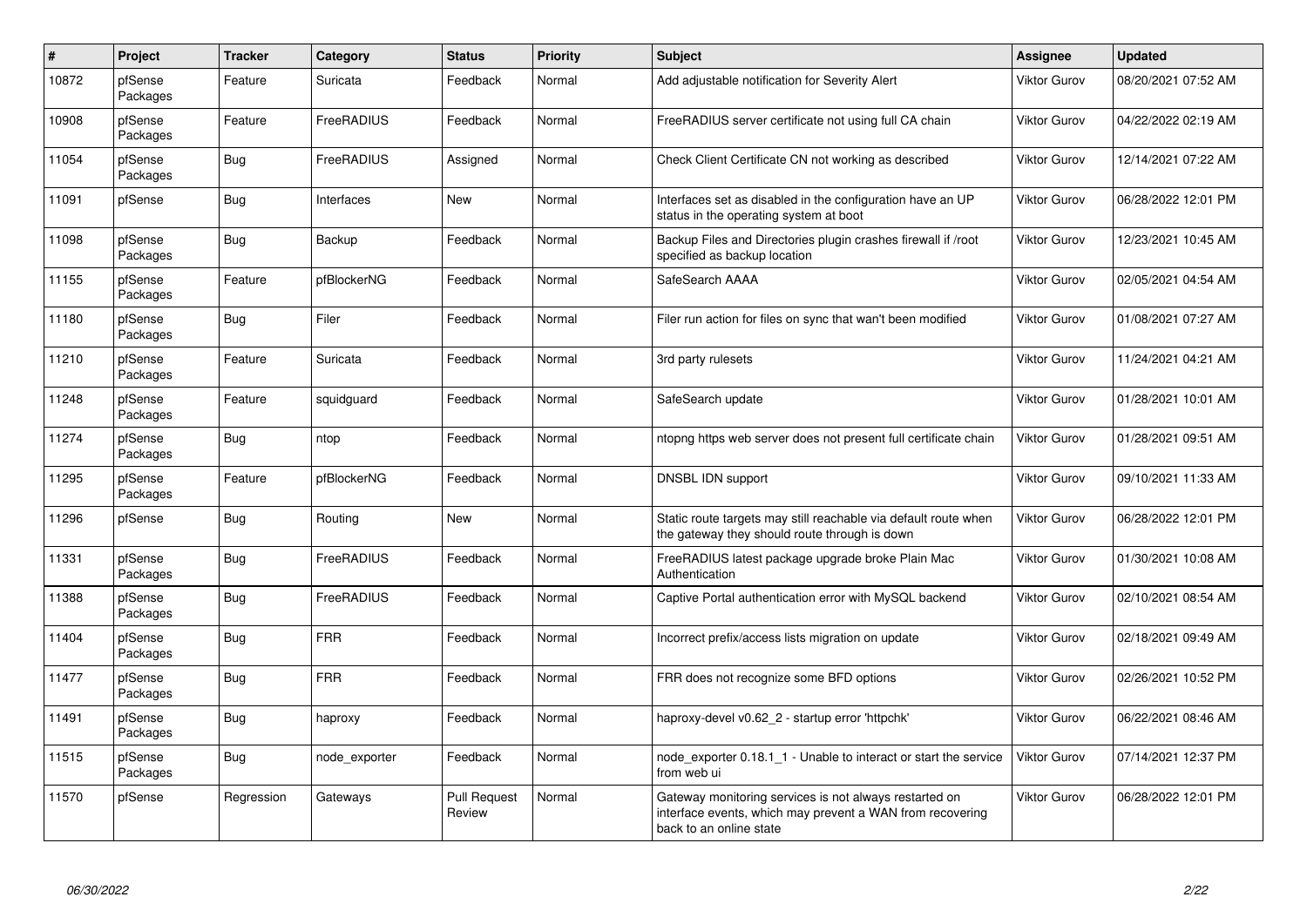| # | Project | Tracker | Category | Status | Priority | Subject | Assignee | Updated |
|---|---|---|---|---|---|---|---|---|
| 10872 | pfSense Packages | Feature | Suricata | Feedback | Normal | Add adjustable notification for Severity Alert | Viktor Gurov | 08/20/2021 07:52 AM |
| 10908 | pfSense Packages | Feature | FreeRADIUS | Feedback | Normal | FreeRADIUS server certificate not using full CA chain | Viktor Gurov | 04/22/2022 02:19 AM |
| 11054 | pfSense Packages | Bug | FreeRADIUS | Assigned | Normal | Check Client Certificate CN not working as described | Viktor Gurov | 12/14/2021 07:22 AM |
| 11091 | pfSense | Bug | Interfaces | New | Normal | Interfaces set as disabled in the configuration have an UP status in the operating system at boot | Viktor Gurov | 06/28/2022 12:01 PM |
| 11098 | pfSense Packages | Bug | Backup | Feedback | Normal | Backup Files and Directories plugin crashes firewall if /root specified as backup location | Viktor Gurov | 12/23/2021 10:45 AM |
| 11155 | pfSense Packages | Feature | pfBlockerNG | Feedback | Normal | SafeSearch AAAA | Viktor Gurov | 02/05/2021 04:54 AM |
| 11180 | pfSense Packages | Bug | Filer | Feedback | Normal | Filer run action for files on sync that wan't been modified | Viktor Gurov | 01/08/2021 07:27 AM |
| 11210 | pfSense Packages | Feature | Suricata | Feedback | Normal | 3rd party rulesets | Viktor Gurov | 11/24/2021 04:21 AM |
| 11248 | pfSense Packages | Feature | squidguard | Feedback | Normal | SafeSearch update | Viktor Gurov | 01/28/2021 10:01 AM |
| 11274 | pfSense Packages | Bug | ntop | Feedback | Normal | ntopng https web server does not present full certificate chain | Viktor Gurov | 01/28/2021 09:51 AM |
| 11295 | pfSense Packages | Feature | pfBlockerNG | Feedback | Normal | DNSBL IDN support | Viktor Gurov | 09/10/2021 11:33 AM |
| 11296 | pfSense | Bug | Routing | New | Normal | Static route targets may still reachable via default route when the gateway they should route through is down | Viktor Gurov | 06/28/2022 12:01 PM |
| 11331 | pfSense Packages | Bug | FreeRADIUS | Feedback | Normal | FreeRADIUS latest package upgrade broke Plain Mac Authentication | Viktor Gurov | 01/30/2021 10:08 AM |
| 11388 | pfSense Packages | Bug | FreeRADIUS | Feedback | Normal | Captive Portal authentication error with MySQL backend | Viktor Gurov | 02/10/2021 08:54 AM |
| 11404 | pfSense Packages | Bug | FRR | Feedback | Normal | Incorrect prefix/access lists migration on update | Viktor Gurov | 02/18/2021 09:49 AM |
| 11477 | pfSense Packages | Bug | FRR | Feedback | Normal | FRR does not recognize some BFD options | Viktor Gurov | 02/26/2021 10:52 PM |
| 11491 | pfSense Packages | Bug | haproxy | Feedback | Normal | haproxy-devel v0.62_2 - startup error 'httpchk' | Viktor Gurov | 06/22/2021 08:46 AM |
| 11515 | pfSense Packages | Bug | node_exporter | Feedback | Normal | node_exporter 0.18.1_1 - Unable to interact or start the service from web ui | Viktor Gurov | 07/14/2021 12:37 PM |
| 11570 | pfSense | Regression | Gateways | Pull Request Review | Normal | Gateway monitoring services is not always restarted on interface events, which may prevent a WAN from recovering back to an online state | Viktor Gurov | 06/28/2022 12:01 PM |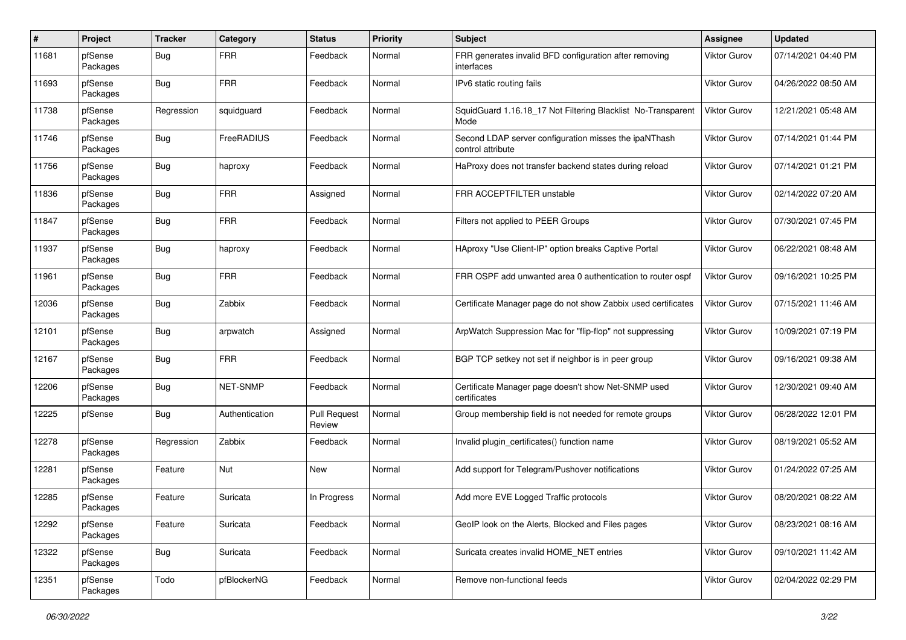| # | Project | Tracker | Category | Status | Priority | Subject | Assignee | Updated |
|---|---|---|---|---|---|---|---|---|
| 11681 | pfSense Packages | Bug | FRR | Feedback | Normal | FRR generates invalid BFD configuration after removing interfaces | Viktor Gurov | 07/14/2021 04:40 PM |
| 11693 | pfSense Packages | Bug | FRR | Feedback | Normal | IPv6 static routing fails | Viktor Gurov | 04/26/2022 08:50 AM |
| 11738 | pfSense Packages | Regression | squidguard | Feedback | Normal | SquidGuard 1.16.18_17 Not Filtering Blacklist No-Transparent Mode | Viktor Gurov | 12/21/2021 05:48 AM |
| 11746 | pfSense Packages | Bug | FreeRADIUS | Feedback | Normal | Second LDAP server configuration misses the ipaNThash control attribute | Viktor Gurov | 07/14/2021 01:44 PM |
| 11756 | pfSense Packages | Bug | haproxy | Feedback | Normal | HaProxy does not transfer backend states during reload | Viktor Gurov | 07/14/2021 01:21 PM |
| 11836 | pfSense Packages | Bug | FRR | Assigned | Normal | FRR ACCEPTFILTER unstable | Viktor Gurov | 02/14/2022 07:20 AM |
| 11847 | pfSense Packages | Bug | FRR | Feedback | Normal | Filters not applied to PEER Groups | Viktor Gurov | 07/30/2021 07:45 PM |
| 11937 | pfSense Packages | Bug | haproxy | Feedback | Normal | HAproxy "Use Client-IP" option breaks Captive Portal | Viktor Gurov | 06/22/2021 08:48 AM |
| 11961 | pfSense Packages | Bug | FRR | Feedback | Normal | FRR OSPF add unwanted area 0 authentication to router ospf | Viktor Gurov | 09/16/2021 10:25 PM |
| 12036 | pfSense Packages | Bug | Zabbix | Feedback | Normal | Certificate Manager page do not show Zabbix used certificates | Viktor Gurov | 07/15/2021 11:46 AM |
| 12101 | pfSense Packages | Bug | arpwatch | Assigned | Normal | ArpWatch Suppression Mac for "flip-flop" not suppressing | Viktor Gurov | 10/09/2021 07:19 PM |
| 12167 | pfSense Packages | Bug | FRR | Feedback | Normal | BGP TCP setkey not set if neighbor is in peer group | Viktor Gurov | 09/16/2021 09:38 AM |
| 12206 | pfSense Packages | Bug | NET-SNMP | Feedback | Normal | Certificate Manager page doesn't show Net-SNMP used certificates | Viktor Gurov | 12/30/2021 09:40 AM |
| 12225 | pfSense | Bug | Authentication | Pull Request Review | Normal | Group membership field is not needed for remote groups | Viktor Gurov | 06/28/2022 12:01 PM |
| 12278 | pfSense Packages | Regression | Zabbix | Feedback | Normal | Invalid plugin_certificates() function name | Viktor Gurov | 08/19/2021 05:52 AM |
| 12281 | pfSense Packages | Feature | Nut | New | Normal | Add support for Telegram/Pushover notifications | Viktor Gurov | 01/24/2022 07:25 AM |
| 12285 | pfSense Packages | Feature | Suricata | In Progress | Normal | Add more EVE Logged Traffic protocols | Viktor Gurov | 08/20/2021 08:22 AM |
| 12292 | pfSense Packages | Feature | Suricata | Feedback | Normal | GeoIP look on the Alerts, Blocked and Files pages | Viktor Gurov | 08/23/2021 08:16 AM |
| 12322 | pfSense Packages | Bug | Suricata | Feedback | Normal | Suricata creates invalid HOME_NET entries | Viktor Gurov | 09/10/2021 11:42 AM |
| 12351 | pfSense Packages | Todo | pfBlockerNG | Feedback | Normal | Remove non-functional feeds | Viktor Gurov | 02/04/2022 02:29 PM |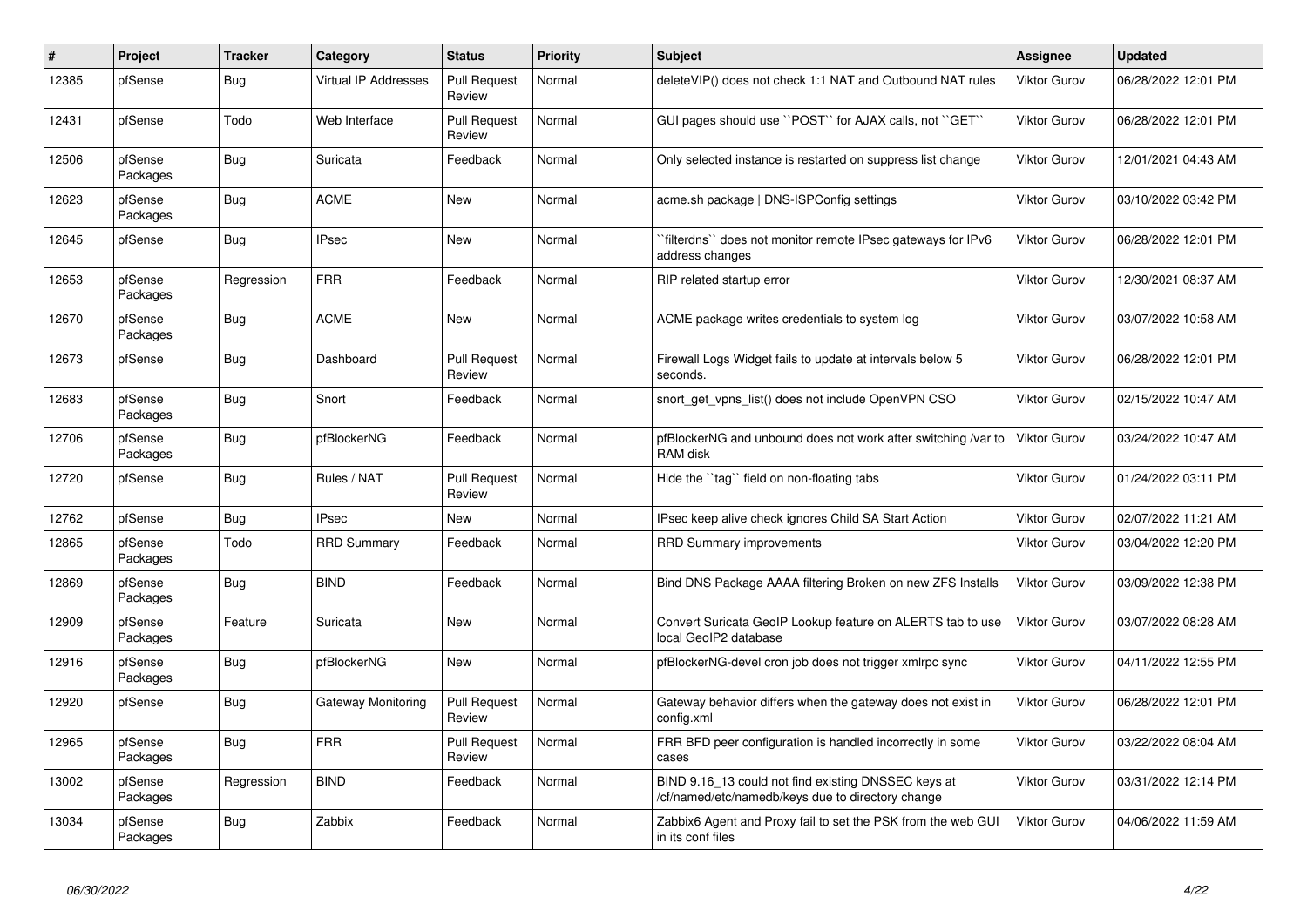| # | Project | Tracker | Category | Status | Priority | Subject | Assignee | Updated |
|---|---|---|---|---|---|---|---|---|
| 12385 | pfSense | Bug | Virtual IP Addresses | Pull Request Review | Normal | deleteVIP() does not check 1:1 NAT and Outbound NAT rules | Viktor Gurov | 06/28/2022 12:01 PM |
| 12431 | pfSense | Todo | Web Interface | Pull Request Review | Normal | GUI pages should use ``POST`` for AJAX calls, not ``GET`` | Viktor Gurov | 06/28/2022 12:01 PM |
| 12506 | pfSense Packages | Bug | Suricata | Feedback | Normal | Only selected instance is restarted on suppress list change | Viktor Gurov | 12/01/2021 04:43 AM |
| 12623 | pfSense Packages | Bug | ACME | New | Normal | acme.sh package \| DNS-ISPConfig settings | Viktor Gurov | 03/10/2022 03:42 PM |
| 12645 | pfSense | Bug | IPsec | New | Normal | ``filterdns`` does not monitor remote IPsec gateways for IPv6 address changes | Viktor Gurov | 06/28/2022 12:01 PM |
| 12653 | pfSense Packages | Regression | FRR | Feedback | Normal | RIP related startup error | Viktor Gurov | 12/30/2021 08:37 AM |
| 12670 | pfSense Packages | Bug | ACME | New | Normal | ACME package writes credentials to system log | Viktor Gurov | 03/07/2022 10:58 AM |
| 12673 | pfSense | Bug | Dashboard | Pull Request Review | Normal | Firewall Logs Widget fails to update at intervals below 5 seconds. | Viktor Gurov | 06/28/2022 12:01 PM |
| 12683 | pfSense Packages | Bug | Snort | Feedback | Normal | snort_get_vpns_list() does not include OpenVPN CSO | Viktor Gurov | 02/15/2022 10:47 AM |
| 12706 | pfSense Packages | Bug | pfBlockerNG | Feedback | Normal | pfBlockerNG and unbound does not work after switching /var to RAM disk | Viktor Gurov | 03/24/2022 10:47 AM |
| 12720 | pfSense | Bug | Rules / NAT | Pull Request Review | Normal | Hide the ``tag`` field on non-floating tabs | Viktor Gurov | 01/24/2022 03:11 PM |
| 12762 | pfSense | Bug | IPsec | New | Normal | IPsec keep alive check ignores Child SA Start Action | Viktor Gurov | 02/07/2022 11:21 AM |
| 12865 | pfSense Packages | Todo | RRD Summary | Feedback | Normal | RRD Summary improvements | Viktor Gurov | 03/04/2022 12:20 PM |
| 12869 | pfSense Packages | Bug | BIND | Feedback | Normal | Bind DNS Package AAAA filtering Broken on new ZFS Installs | Viktor Gurov | 03/09/2022 12:38 PM |
| 12909 | pfSense Packages | Feature | Suricata | New | Normal | Convert Suricata GeoIP Lookup feature on ALERTS tab to use local GeoIP2 database | Viktor Gurov | 03/07/2022 08:28 AM |
| 12916 | pfSense Packages | Bug | pfBlockerNG | New | Normal | pfBlockerNG-devel cron job does not trigger xmlrpc sync | Viktor Gurov | 04/11/2022 12:55 PM |
| 12920 | pfSense | Bug | Gateway Monitoring | Pull Request Review | Normal | Gateway behavior differs when the gateway does not exist in config.xml | Viktor Gurov | 06/28/2022 12:01 PM |
| 12965 | pfSense Packages | Bug | FRR | Pull Request Review | Normal | FRR BFD peer configuration is handled incorrectly in some cases | Viktor Gurov | 03/22/2022 08:04 AM |
| 13002 | pfSense Packages | Regression | BIND | Feedback | Normal | BIND 9.16_13 could not find existing DNSSEC keys at /cf/named/etc/namedb/keys due to directory change | Viktor Gurov | 03/31/2022 12:14 PM |
| 13034 | pfSense Packages | Bug | Zabbix | Feedback | Normal | Zabbix6 Agent and Proxy fail to set the PSK from the web GUI in its conf files | Viktor Gurov | 04/06/2022 11:59 AM |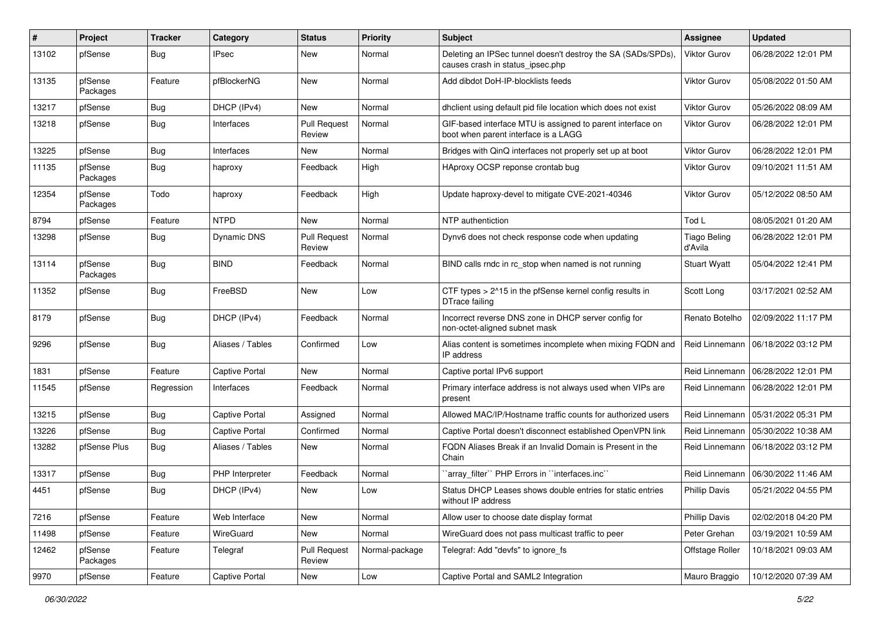| # | Project | Tracker | Category | Status | Priority | Subject | Assignee | Updated |
|---|---|---|---|---|---|---|---|---|
| 13102 | pfSense | Bug | IPsec | New | Normal | Deleting an IPSec tunnel doesn't destroy the SA (SADs/SPDs), causes crash in status_ipsec.php | Viktor Gurov | 06/28/2022 12:01 PM |
| 13135 | pfSense Packages | Feature | pfBlockerNG | New | Normal | Add dibdot DoH-IP-blocklists feeds | Viktor Gurov | 05/08/2022 01:50 AM |
| 13217 | pfSense | Bug | DHCP (IPv4) | New | Normal | dhclient using default pid file location which does not exist | Viktor Gurov | 05/26/2022 08:09 AM |
| 13218 | pfSense | Bug | Interfaces | Pull Request Review | Normal | GIF-based interface MTU is assigned to parent interface on boot when parent interface is a LAGG | Viktor Gurov | 06/28/2022 12:01 PM |
| 13225 | pfSense | Bug | Interfaces | New | Normal | Bridges with QinQ interfaces not properly set up at boot | Viktor Gurov | 06/28/2022 12:01 PM |
| 11135 | pfSense Packages | Bug | haproxy | Feedback | High | HAproxy OCSP reponse crontab bug | Viktor Gurov | 09/10/2021 11:51 AM |
| 12354 | pfSense Packages | Todo | haproxy | Feedback | High | Update haproxy-devel to mitigate CVE-2021-40346 | Viktor Gurov | 05/12/2022 08:50 AM |
| 8794 | pfSense | Feature | NTPD | New | Normal | NTP authentiction | Tod L | 08/05/2021 01:20 AM |
| 13298 | pfSense | Bug | Dynamic DNS | Pull Request Review | Normal | Dynv6 does not check response code when updating | Tiago Beling d'Avila | 06/28/2022 12:01 PM |
| 13114 | pfSense Packages | Bug | BIND | Feedback | Normal | BIND calls rndc in rc_stop when named is not running | Stuart Wyatt | 05/04/2022 12:41 PM |
| 11352 | pfSense | Bug | FreeBSD | New | Low | CTF types > 2^15 in the pfSense kernel config results in DTrace failing | Scott Long | 03/17/2021 02:52 AM |
| 8179 | pfSense | Bug | DHCP (IPv4) | Feedback | Normal | Incorrect reverse DNS zone in DHCP server config for non-octet-aligned subnet mask | Renato Botelho | 02/09/2022 11:17 PM |
| 9296 | pfSense | Bug | Aliases / Tables | Confirmed | Low | Alias content is sometimes incomplete when mixing FQDN and IP address | Reid Linnemann | 06/18/2022 03:12 PM |
| 1831 | pfSense | Feature | Captive Portal | New | Normal | Captive portal IPv6 support | Reid Linnemann | 06/28/2022 12:01 PM |
| 11545 | pfSense | Regression | Interfaces | Feedback | Normal | Primary interface address is not always used when VIPs are present | Reid Linnemann | 06/28/2022 12:01 PM |
| 13215 | pfSense | Bug | Captive Portal | Assigned | Normal | Allowed MAC/IP/Hostname traffic counts for authorized users | Reid Linnemann | 05/31/2022 05:31 PM |
| 13226 | pfSense | Bug | Captive Portal | Confirmed | Normal | Captive Portal doesn't disconnect established OpenVPN link | Reid Linnemann | 05/30/2022 10:38 AM |
| 13282 | pfSense Plus | Bug | Aliases / Tables | New | Normal | FQDN Aliases Break if an Invalid Domain is Present in the Chain | Reid Linnemann | 06/18/2022 03:12 PM |
| 13317 | pfSense | Bug | PHP Interpreter | Feedback | Normal | ``array_filter`` PHP Errors in ``interfaces.inc`` | Reid Linnemann | 06/30/2022 11:46 AM |
| 4451 | pfSense | Bug | DHCP (IPv4) | New | Low | Status DHCP Leases shows double entries for static entries without IP address | Phillip Davis | 05/21/2022 04:55 PM |
| 7216 | pfSense | Feature | Web Interface | New | Normal | Allow user to choose date display format | Phillip Davis | 02/02/2018 04:20 PM |
| 11498 | pfSense | Feature | WireGuard | New | Normal | WireGuard does not pass multicast traffic to peer | Peter Grehan | 03/19/2021 10:59 AM |
| 12462 | pfSense Packages | Feature | Telegraf | Pull Request Review | Normal-package | Telegraf: Add "devfs" to ignore_fs | Offstage Roller | 10/18/2021 09:03 AM |
| 9970 | pfSense | Feature | Captive Portal | New | Low | Captive Portal and SAML2 Integration | Mauro Braggio | 10/12/2020 07:39 AM |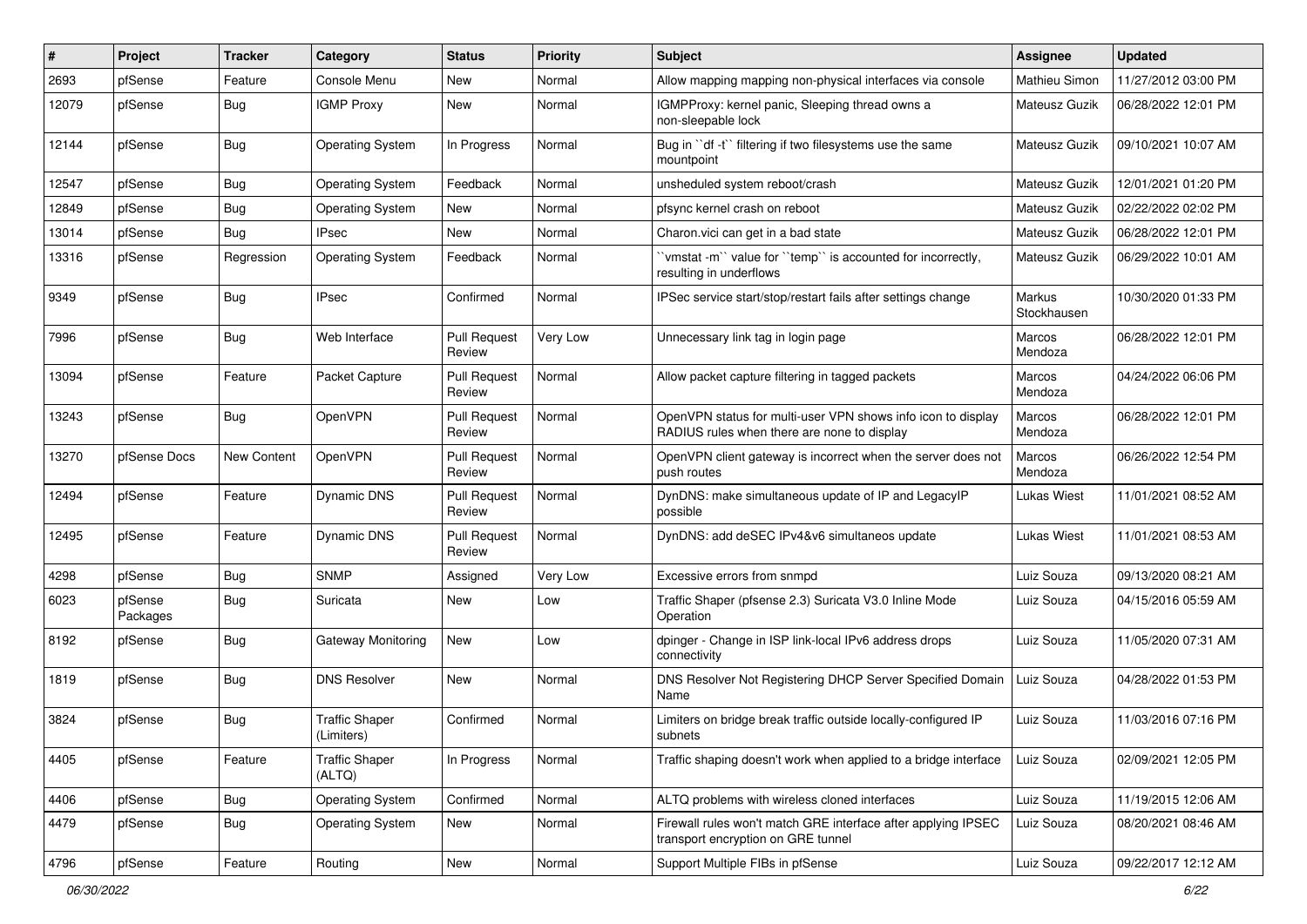| # | Project | Tracker | Category | Status | Priority | Subject | Assignee | Updated |
|---|---|---|---|---|---|---|---|---|
| 2693 | pfSense | Feature | Console Menu | New | Normal | Allow mapping mapping non-physical interfaces via console | Mathieu Simon | 11/27/2012 03:00 PM |
| 12079 | pfSense | Bug | IGMP Proxy | New | Normal | IGMPProxy: kernel panic, Sleeping thread owns a non-sleepable lock | Mateusz Guzik | 06/28/2022 12:01 PM |
| 12144 | pfSense | Bug | Operating System | In Progress | Normal | Bug in ``df -t`` filtering if two filesystems use the same mountpoint | Mateusz Guzik | 09/10/2021 10:07 AM |
| 12547 | pfSense | Bug | Operating System | Feedback | Normal | unsheduled system reboot/crash | Mateusz Guzik | 12/01/2021 01:20 PM |
| 12849 | pfSense | Bug | Operating System | New | Normal | pfsync kernel crash on reboot | Mateusz Guzik | 02/22/2022 02:02 PM |
| 13014 | pfSense | Bug | IPsec | New | Normal | Charon.vici can get in a bad state | Mateusz Guzik | 06/28/2022 12:01 PM |
| 13316 | pfSense | Regression | Operating System | Feedback | Normal | ``vmstat -m`` value for ``temp`` is accounted for incorrectly, resulting in underflows | Mateusz Guzik | 06/29/2022 10:01 AM |
| 9349 | pfSense | Bug | IPsec | Confirmed | Normal | IPSec service start/stop/restart fails after settings change | Markus Stockhausen | 10/30/2020 01:33 PM |
| 7996 | pfSense | Bug | Web Interface | Pull Request Review | Very Low | Unnecessary link tag in login page | Marcos Mendoza | 06/28/2022 12:01 PM |
| 13094 | pfSense | Feature | Packet Capture | Pull Request Review | Normal | Allow packet capture filtering in tagged packets | Marcos Mendoza | 04/24/2022 06:06 PM |
| 13243 | pfSense | Bug | OpenVPN | Pull Request Review | Normal | OpenVPN status for multi-user VPN shows info icon to display RADIUS rules when there are none to display | Marcos Mendoza | 06/28/2022 12:01 PM |
| 13270 | pfSense Docs | New Content | OpenVPN | Pull Request Review | Normal | OpenVPN client gateway is incorrect when the server does not push routes | Marcos Mendoza | 06/26/2022 12:54 PM |
| 12494 | pfSense | Feature | Dynamic DNS | Pull Request Review | Normal | DynDNS: make simultaneous update of IP and LegacyIP possible | Lukas Wiest | 11/01/2021 08:52 AM |
| 12495 | pfSense | Feature | Dynamic DNS | Pull Request Review | Normal | DynDNS: add deSEC IPv4&v6 simultaneos update | Lukas Wiest | 11/01/2021 08:53 AM |
| 4298 | pfSense | Bug | SNMP | Assigned | Very Low | Excessive errors from snmpd | Luiz Souza | 09/13/2020 08:21 AM |
| 6023 | pfSense Packages | Bug | Suricata | New | Low | Traffic Shaper (pfsense 2.3) Suricata V3.0 Inline Mode Operation | Luiz Souza | 04/15/2016 05:59 AM |
| 8192 | pfSense | Bug | Gateway Monitoring | New | Low | dpinger - Change in ISP link-local IPv6 address drops connectivity | Luiz Souza | 11/05/2020 07:31 AM |
| 1819 | pfSense | Bug | DNS Resolver | New | Normal | DNS Resolver Not Registering DHCP Server Specified Domain Name | Luiz Souza | 04/28/2022 01:53 PM |
| 3824 | pfSense | Bug | Traffic Shaper (Limiters) | Confirmed | Normal | Limiters on bridge break traffic outside locally-configured IP subnets | Luiz Souza | 11/03/2016 07:16 PM |
| 4405 | pfSense | Feature | Traffic Shaper (ALTQ) | In Progress | Normal | Traffic shaping doesn't work when applied to a bridge interface | Luiz Souza | 02/09/2021 12:05 PM |
| 4406 | pfSense | Bug | Operating System | Confirmed | Normal | ALTQ problems with wireless cloned interfaces | Luiz Souza | 11/19/2015 12:06 AM |
| 4479 | pfSense | Bug | Operating System | New | Normal | Firewall rules won't match GRE interface after applying IPSEC transport encryption on GRE tunnel | Luiz Souza | 08/20/2021 08:46 AM |
| 4796 | pfSense | Feature | Routing | New | Normal | Support Multiple FIBs in pfSense | Luiz Souza | 09/22/2017 12:12 AM |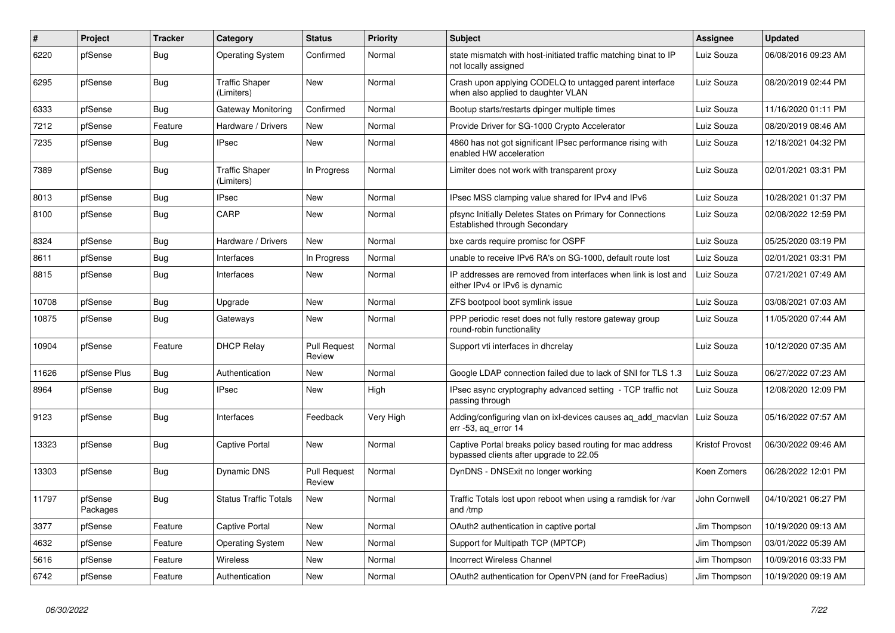| # | Project | Tracker | Category | Status | Priority | Subject | Assignee | Updated |
|---|---|---|---|---|---|---|---|---|
| 6220 | pfSense | Bug | Operating System | Confirmed | Normal | state mismatch with host-initiated traffic matching binat to IP not locally assigned | Luiz Souza | 06/08/2016 09:23 AM |
| 6295 | pfSense | Bug | Traffic Shaper (Limiters) | New | Normal | Crash upon applying CODELQ to untagged parent interface when also applied to daughter VLAN | Luiz Souza | 08/20/2019 02:44 PM |
| 6333 | pfSense | Bug | Gateway Monitoring | Confirmed | Normal | Bootup starts/restarts dpinger multiple times | Luiz Souza | 11/16/2020 01:11 PM |
| 7212 | pfSense | Feature | Hardware / Drivers | New | Normal | Provide Driver for SG-1000 Crypto Accelerator | Luiz Souza | 08/20/2019 08:46 AM |
| 7235 | pfSense | Bug | IPsec | New | Normal | 4860 has not got significant IPsec performance rising with enabled HW acceleration | Luiz Souza | 12/18/2021 04:32 PM |
| 7389 | pfSense | Bug | Traffic Shaper (Limiters) | In Progress | Normal | Limiter does not work with transparent proxy | Luiz Souza | 02/01/2021 03:31 PM |
| 8013 | pfSense | Bug | IPsec | New | Normal | IPsec MSS clamping value shared for IPv4 and IPv6 | Luiz Souza | 10/28/2021 01:37 PM |
| 8100 | pfSense | Bug | CARP | New | Normal | pfsync Initially Deletes States on Primary for Connections Established through Secondary | Luiz Souza | 02/08/2022 12:59 PM |
| 8324 | pfSense | Bug | Hardware / Drivers | New | Normal | bxe cards require promisc for OSPF | Luiz Souza | 05/25/2020 03:19 PM |
| 8611 | pfSense | Bug | Interfaces | In Progress | Normal | unable to receive IPv6 RA's on SG-1000, default route lost | Luiz Souza | 02/01/2021 03:31 PM |
| 8815 | pfSense | Bug | Interfaces | New | Normal | IP addresses are removed from interfaces when link is lost and either IPv4 or IPv6 is dynamic | Luiz Souza | 07/21/2021 07:49 AM |
| 10708 | pfSense | Bug | Upgrade | New | Normal | ZFS bootpool boot symlink issue | Luiz Souza | 03/08/2021 07:03 AM |
| 10875 | pfSense | Bug | Gateways | New | Normal | PPP periodic reset does not fully restore gateway group round-robin functionality | Luiz Souza | 11/05/2020 07:44 AM |
| 10904 | pfSense | Feature | DHCP Relay | Pull Request Review | Normal | Support vti interfaces in dhcrelay | Luiz Souza | 10/12/2020 07:35 AM |
| 11626 | pfSense Plus | Bug | Authentication | New | Normal | Google LDAP connection failed due to lack of SNI for TLS 1.3 | Luiz Souza | 06/27/2022 07:23 AM |
| 8964 | pfSense | Bug | IPsec | New | High | IPsec async cryptography advanced setting - TCP traffic not passing through | Luiz Souza | 12/08/2020 12:09 PM |
| 9123 | pfSense | Bug | Interfaces | Feedback | Very High | Adding/configuring vlan on ixl-devices causes aq_add_macvlan err -53, aq_error 14 | Luiz Souza | 05/16/2022 07:57 AM |
| 13323 | pfSense | Bug | Captive Portal | New | Normal | Captive Portal breaks policy based routing for mac address bypassed clients after upgrade to 22.05 | Kristof Provost | 06/30/2022 09:46 AM |
| 13303 | pfSense | Bug | Dynamic DNS | Pull Request Review | Normal | DynDNS - DNSExit no longer working | Koen Zomers | 06/28/2022 12:01 PM |
| 11797 | pfSense Packages | Bug | Status Traffic Totals | New | Normal | Traffic Totals lost upon reboot when using a ramdisk for /var and /tmp | John Cornwell | 04/10/2021 06:27 PM |
| 3377 | pfSense | Feature | Captive Portal | New | Normal | OAuth2 authentication in captive portal | Jim Thompson | 10/19/2020 09:13 AM |
| 4632 | pfSense | Feature | Operating System | New | Normal | Support for Multipath TCP (MPTCP) | Jim Thompson | 03/01/2022 05:39 AM |
| 5616 | pfSense | Feature | Wireless | New | Normal | Incorrect Wireless Channel | Jim Thompson | 10/09/2016 03:33 PM |
| 6742 | pfSense | Feature | Authentication | New | Normal | OAuth2 authentication for OpenVPN (and for FreeRadius) | Jim Thompson | 10/19/2020 09:19 AM |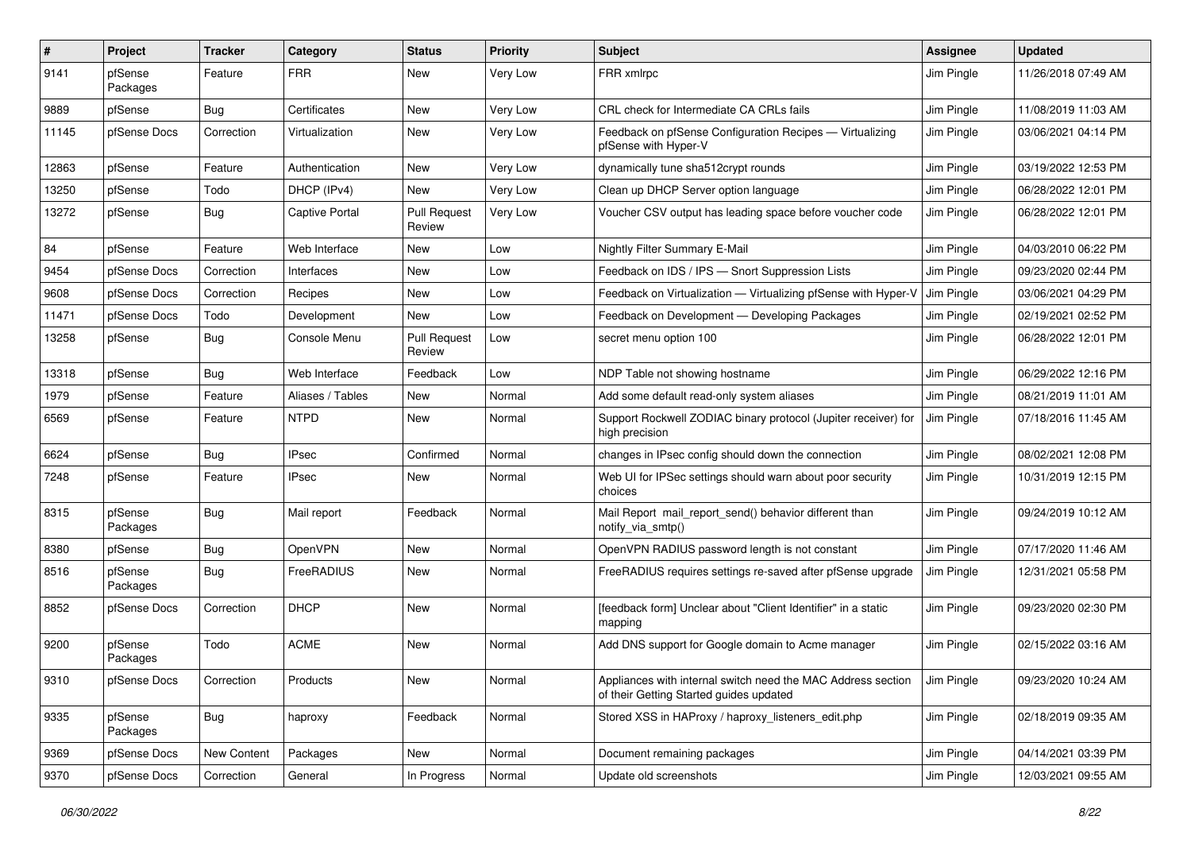| # | Project | Tracker | Category | Status | Priority | Subject | Assignee | Updated |
|---|---|---|---|---|---|---|---|---|
| 9141 | pfSense Packages | Feature | FRR | New | Very Low | FRR xmlrpc | Jim Pingle | 11/26/2018 07:49 AM |
| 9889 | pfSense | Bug | Certificates | New | Very Low | CRL check for Intermediate CA CRLs fails | Jim Pingle | 11/08/2019 11:03 AM |
| 11145 | pfSense Docs | Correction | Virtualization | New | Very Low | Feedback on pfSense Configuration Recipes — Virtualizing pfSense with Hyper-V | Jim Pingle | 03/06/2021 04:14 PM |
| 12863 | pfSense | Feature | Authentication | New | Very Low | dynamically tune sha512crypt rounds | Jim Pingle | 03/19/2022 12:53 PM |
| 13250 | pfSense | Todo | DHCP (IPv4) | New | Very Low | Clean up DHCP Server option language | Jim Pingle | 06/28/2022 12:01 PM |
| 13272 | pfSense | Bug | Captive Portal | Pull Request Review | Very Low | Voucher CSV output has leading space before voucher code | Jim Pingle | 06/28/2022 12:01 PM |
| 84 | pfSense | Feature | Web Interface | New | Low | Nightly Filter Summary E-Mail | Jim Pingle | 04/03/2010 06:22 PM |
| 9454 | pfSense Docs | Correction | Interfaces | New | Low | Feedback on IDS / IPS — Snort Suppression Lists | Jim Pingle | 09/23/2020 02:44 PM |
| 9608 | pfSense Docs | Correction | Recipes | New | Low | Feedback on Virtualization — Virtualizing pfSense with Hyper-V | Jim Pingle | 03/06/2021 04:29 PM |
| 11471 | pfSense Docs | Todo | Development | New | Low | Feedback on Development — Developing Packages | Jim Pingle | 02/19/2021 02:52 PM |
| 13258 | pfSense | Bug | Console Menu | Pull Request Review | Low | secret menu option 100 | Jim Pingle | 06/28/2022 12:01 PM |
| 13318 | pfSense | Bug | Web Interface | Feedback | Low | NDP Table not showing hostname | Jim Pingle | 06/29/2022 12:16 PM |
| 1979 | pfSense | Feature | Aliases / Tables | New | Normal | Add some default read-only system aliases | Jim Pingle | 08/21/2019 11:01 AM |
| 6569 | pfSense | Feature | NTPD | New | Normal | Support Rockwell ZODIAC binary protocol (Jupiter receiver) for high precision | Jim Pingle | 07/18/2016 11:45 AM |
| 6624 | pfSense | Bug | IPsec | Confirmed | Normal | changes in IPsec config should down the connection | Jim Pingle | 08/02/2021 12:08 PM |
| 7248 | pfSense | Feature | IPsec | New | Normal | Web UI for IPSec settings should warn about poor security choices | Jim Pingle | 10/31/2019 12:15 PM |
| 8315 | pfSense Packages | Bug | Mail report | Feedback | Normal | Mail Report mail_report_send() behavior different than notify_via_smtp() | Jim Pingle | 09/24/2019 10:12 AM |
| 8380 | pfSense | Bug | OpenVPN | New | Normal | OpenVPN RADIUS password length is not constant | Jim Pingle | 07/17/2020 11:46 AM |
| 8516 | pfSense Packages | Bug | FreeRADIUS | New | Normal | FreeRADIUS requires settings re-saved after pfSense upgrade | Jim Pingle | 12/31/2021 05:58 PM |
| 8852 | pfSense Docs | Correction | DHCP | New | Normal | [feedback form] Unclear about "Client Identifier" in a static mapping | Jim Pingle | 09/23/2020 02:30 PM |
| 9200 | pfSense Packages | Todo | ACME | New | Normal | Add DNS support for Google domain to Acme manager | Jim Pingle | 02/15/2022 03:16 AM |
| 9310 | pfSense Docs | Correction | Products | New | Normal | Appliances with internal switch need the MAC Address section of their Getting Started guides updated | Jim Pingle | 09/23/2020 10:24 AM |
| 9335 | pfSense Packages | Bug | haproxy | Feedback | Normal | Stored XSS in HAProxy / haproxy_listeners_edit.php | Jim Pingle | 02/18/2019 09:35 AM |
| 9369 | pfSense Docs | New Content | Packages | New | Normal | Document remaining packages | Jim Pingle | 04/14/2021 03:39 PM |
| 9370 | pfSense Docs | Correction | General | In Progress | Normal | Update old screenshots | Jim Pingle | 12/03/2021 09:55 AM |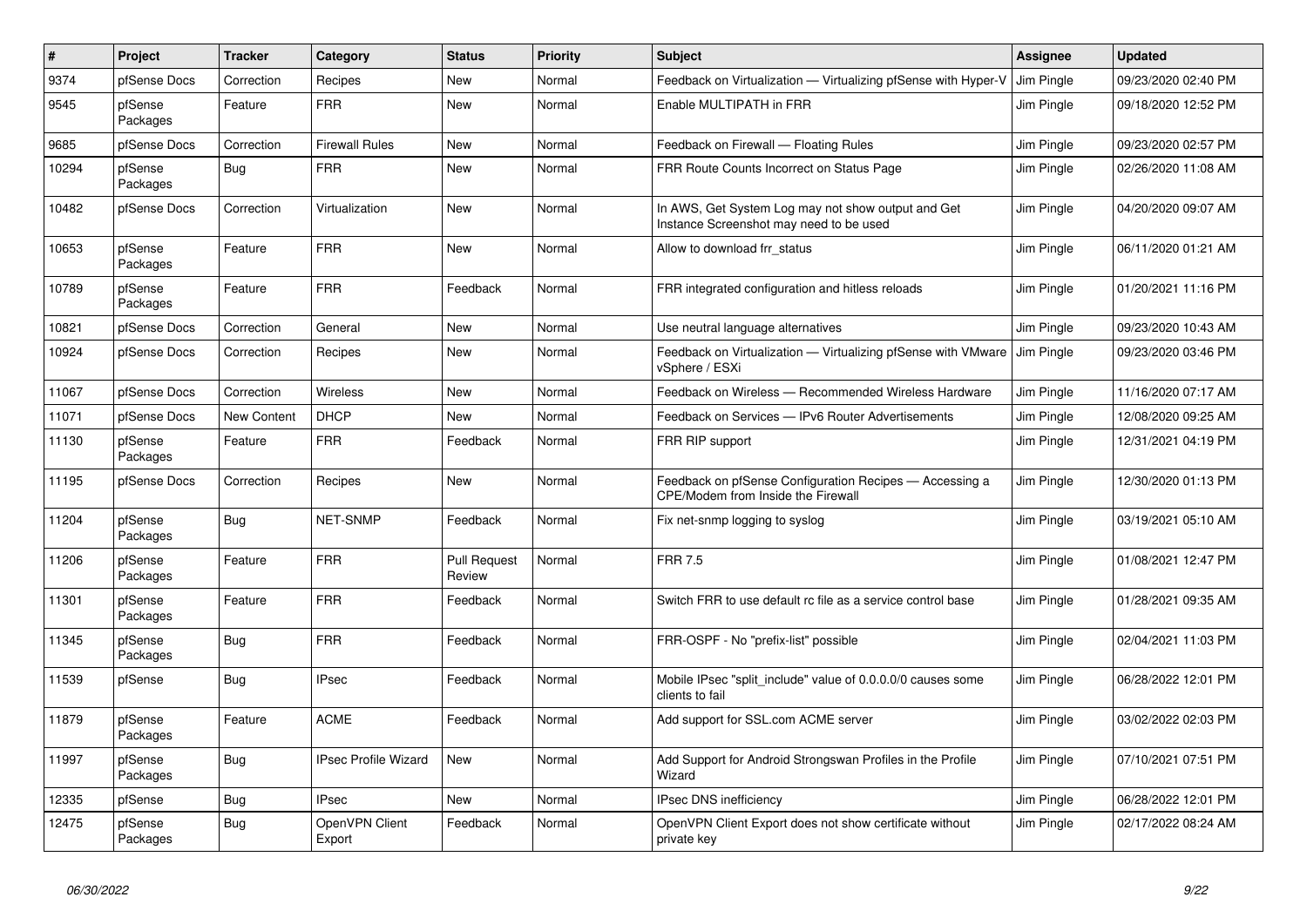| # | Project | Tracker | Category | Status | Priority | Subject | Assignee | Updated |
|---|---|---|---|---|---|---|---|---|
| 9374 | pfSense Docs | Correction | Recipes | New | Normal | Feedback on Virtualization — Virtualizing pfSense with Hyper-V | Jim Pingle | 09/23/2020 02:40 PM |
| 9545 | pfSense Packages | Feature | FRR | New | Normal | Enable MULTIPATH in FRR | Jim Pingle | 09/18/2020 12:52 PM |
| 9685 | pfSense Docs | Correction | Firewall Rules | New | Normal | Feedback on Firewall — Floating Rules | Jim Pingle | 09/23/2020 02:57 PM |
| 10294 | pfSense Packages | Bug | FRR | New | Normal | FRR Route Counts Incorrect on Status Page | Jim Pingle | 02/26/2020 11:08 AM |
| 10482 | pfSense Docs | Correction | Virtualization | New | Normal | In AWS, Get System Log may not show output and Get Instance Screenshot may need to be used | Jim Pingle | 04/20/2020 09:07 AM |
| 10653 | pfSense Packages | Feature | FRR | New | Normal | Allow to download frr_status | Jim Pingle | 06/11/2020 01:21 AM |
| 10789 | pfSense Packages | Feature | FRR | Feedback | Normal | FRR integrated configuration and hitless reloads | Jim Pingle | 01/20/2021 11:16 PM |
| 10821 | pfSense Docs | Correction | General | New | Normal | Use neutral language alternatives | Jim Pingle | 09/23/2020 10:43 AM |
| 10924 | pfSense Docs | Correction | Recipes | New | Normal | Feedback on Virtualization — Virtualizing pfSense with VMware vSphere / ESXi | Jim Pingle | 09/23/2020 03:46 PM |
| 11067 | pfSense Docs | Correction | Wireless | New | Normal | Feedback on Wireless — Recommended Wireless Hardware | Jim Pingle | 11/16/2020 07:17 AM |
| 11071 | pfSense Docs | New Content | DHCP | New | Normal | Feedback on Services — IPv6 Router Advertisements | Jim Pingle | 12/08/2020 09:25 AM |
| 11130 | pfSense Packages | Feature | FRR | Feedback | Normal | FRR RIP support | Jim Pingle | 12/31/2021 04:19 PM |
| 11195 | pfSense Docs | Correction | Recipes | New | Normal | Feedback on pfSense Configuration Recipes — Accessing a CPE/Modem from Inside the Firewall | Jim Pingle | 12/30/2020 01:13 PM |
| 11204 | pfSense Packages | Bug | NET-SNMP | Feedback | Normal | Fix net-snmp logging to syslog | Jim Pingle | 03/19/2021 05:10 AM |
| 11206 | pfSense Packages | Feature | FRR | Pull Request Review | Normal | FRR 7.5 | Jim Pingle | 01/08/2021 12:47 PM |
| 11301 | pfSense Packages | Feature | FRR | Feedback | Normal | Switch FRR to use default rc file as a service control base | Jim Pingle | 01/28/2021 09:35 AM |
| 11345 | pfSense Packages | Bug | FRR | Feedback | Normal | FRR-OSPF - No "prefix-list" possible | Jim Pingle | 02/04/2021 11:03 PM |
| 11539 | pfSense | Bug | IPsec | Feedback | Normal | Mobile IPsec "split_include" value of 0.0.0.0/0 causes some clients to fail | Jim Pingle | 06/28/2022 12:01 PM |
| 11879 | pfSense Packages | Feature | ACME | Feedback | Normal | Add support for SSL.com ACME server | Jim Pingle | 03/02/2022 02:03 PM |
| 11997 | pfSense Packages | Bug | IPsec Profile Wizard | New | Normal | Add Support for Android Strongswan Profiles in the Profile Wizard | Jim Pingle | 07/10/2021 07:51 PM |
| 12335 | pfSense | Bug | IPsec | New | Normal | IPsec DNS inefficiency | Jim Pingle | 06/28/2022 12:01 PM |
| 12475 | pfSense Packages | Bug | OpenVPN Client Export | Feedback | Normal | OpenVPN Client Export does not show certificate without private key | Jim Pingle | 02/17/2022 08:24 AM |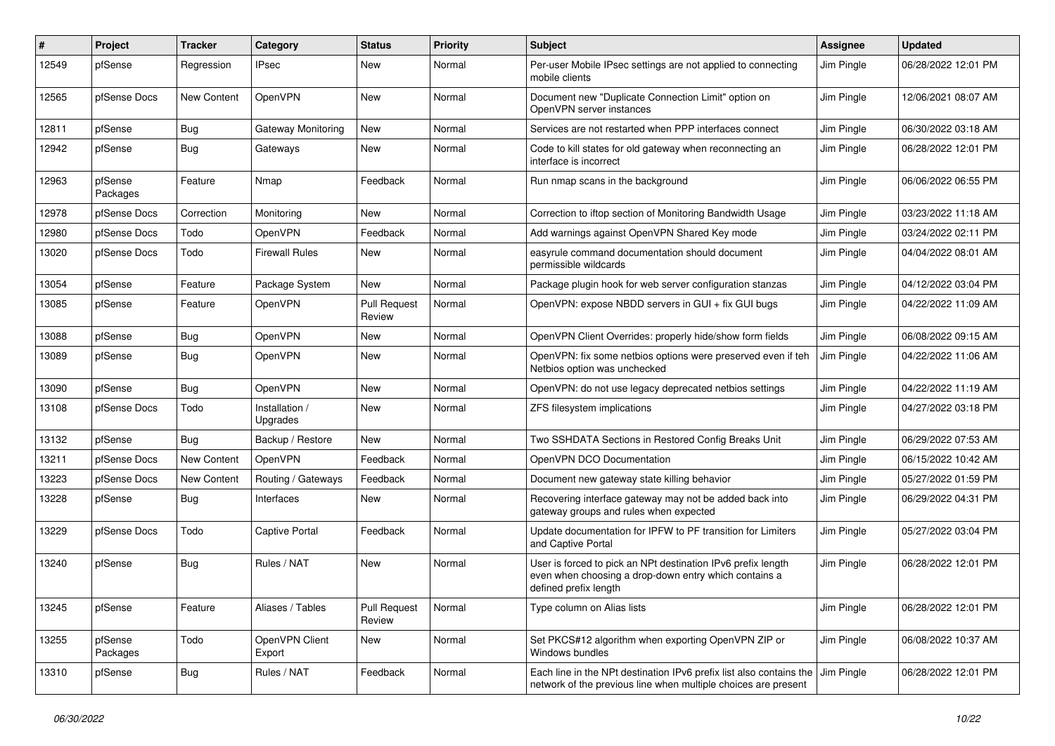| # | Project | Tracker | Category | Status | Priority | Subject | Assignee | Updated |
|---|---|---|---|---|---|---|---|---|
| 12549 | pfSense | Regression | IPsec | New | Normal | Per-user Mobile IPsec settings are not applied to connecting mobile clients | Jim Pingle | 06/28/2022 12:01 PM |
| 12565 | pfSense Docs | New Content | OpenVPN | New | Normal | Document new "Duplicate Connection Limit" option on OpenVPN server instances | Jim Pingle | 12/06/2021 08:07 AM |
| 12811 | pfSense | Bug | Gateway Monitoring | New | Normal | Services are not restarted when PPP interfaces connect | Jim Pingle | 06/30/2022 03:18 AM |
| 12942 | pfSense | Bug | Gateways | New | Normal | Code to kill states for old gateway when reconnecting an interface is incorrect | Jim Pingle | 06/28/2022 12:01 PM |
| 12963 | pfSense Packages | Feature | Nmap | Feedback | Normal | Run nmap scans in the background | Jim Pingle | 06/06/2022 06:55 PM |
| 12978 | pfSense Docs | Correction | Monitoring | New | Normal | Correction to iftop section of Monitoring Bandwidth Usage | Jim Pingle | 03/23/2022 11:18 AM |
| 12980 | pfSense Docs | Todo | OpenVPN | Feedback | Normal | Add warnings against OpenVPN Shared Key mode | Jim Pingle | 03/24/2022 02:11 PM |
| 13020 | pfSense Docs | Todo | Firewall Rules | New | Normal | easyrule command documentation should document permissible wildcards | Jim Pingle | 04/04/2022 08:01 AM |
| 13054 | pfSense | Feature | Package System | New | Normal | Package plugin hook for web server configuration stanzas | Jim Pingle | 04/12/2022 03:04 PM |
| 13085 | pfSense | Feature | OpenVPN | Pull Request Review | Normal | OpenVPN: expose NBDD servers in GUI + fix GUI bugs | Jim Pingle | 04/22/2022 11:09 AM |
| 13088 | pfSense | Bug | OpenVPN | New | Normal | OpenVPN Client Overrides: properly hide/show form fields | Jim Pingle | 06/08/2022 09:15 AM |
| 13089 | pfSense | Bug | OpenVPN | New | Normal | OpenVPN: fix some netbios options were preserved even if teh Netbios option was unchecked | Jim Pingle | 04/22/2022 11:06 AM |
| 13090 | pfSense | Bug | OpenVPN | New | Normal | OpenVPN: do not use legacy deprecated netbios settings | Jim Pingle | 04/22/2022 11:19 AM |
| 13108 | pfSense Docs | Todo | Installation / Upgrades | New | Normal | ZFS filesystem implications | Jim Pingle | 04/27/2022 03:18 PM |
| 13132 | pfSense | Bug | Backup / Restore | New | Normal | Two SSHDATA Sections in Restored Config Breaks Unit | Jim Pingle | 06/29/2022 07:53 AM |
| 13211 | pfSense Docs | New Content | OpenVPN | Feedback | Normal | OpenVPN DCO Documentation | Jim Pingle | 06/15/2022 10:42 AM |
| 13223 | pfSense Docs | New Content | Routing / Gateways | Feedback | Normal | Document new gateway state killing behavior | Jim Pingle | 05/27/2022 01:59 PM |
| 13228 | pfSense | Bug | Interfaces | New | Normal | Recovering interface gateway may not be added back into gateway groups and rules when expected | Jim Pingle | 06/29/2022 04:31 PM |
| 13229 | pfSense Docs | Todo | Captive Portal | Feedback | Normal | Update documentation for IPFW to PF transition for Limiters and Captive Portal | Jim Pingle | 05/27/2022 03:04 PM |
| 13240 | pfSense | Bug | Rules / NAT | New | Normal | User is forced to pick an NPt destination IPv6 prefix length even when choosing a drop-down entry which contains a defined prefix length | Jim Pingle | 06/28/2022 12:01 PM |
| 13245 | pfSense | Feature | Aliases / Tables | Pull Request Review | Normal | Type column on Alias lists | Jim Pingle | 06/28/2022 12:01 PM |
| 13255 | pfSense Packages | Todo | OpenVPN Client Export | New | Normal | Set PKCS#12 algorithm when exporting OpenVPN ZIP or Windows bundles | Jim Pingle | 06/08/2022 10:37 AM |
| 13310 | pfSense | Bug | Rules / NAT | Feedback | Normal | Each line in the NPt destination IPv6 prefix list also contains the network of the previous line when multiple choices are present | Jim Pingle | 06/28/2022 12:01 PM |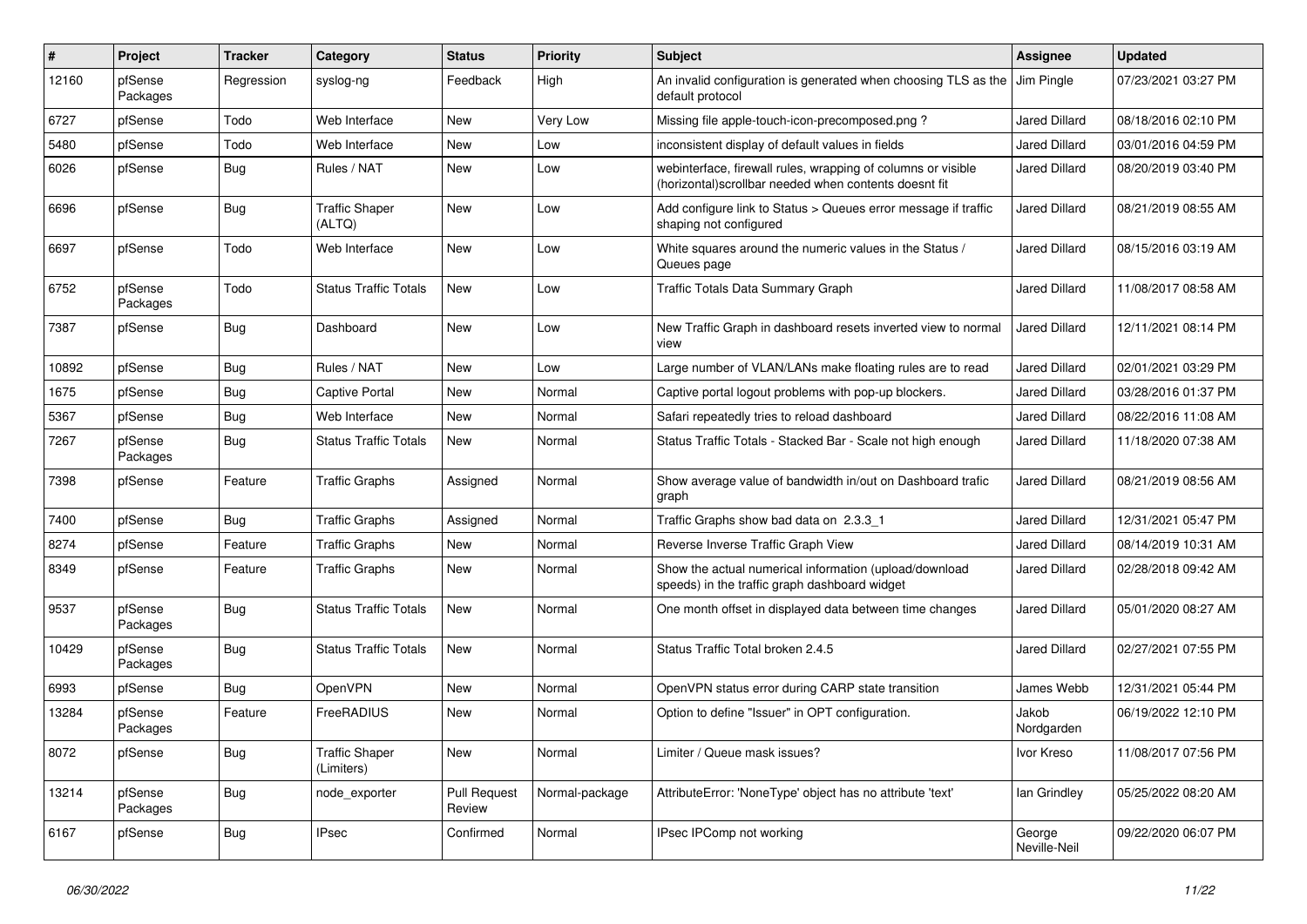| # | Project | Tracker | Category | Status | Priority | Subject | Assignee | Updated |
|---|---|---|---|---|---|---|---|---|
| 12160 | pfSense Packages | Regression | syslog-ng | Feedback | High | An invalid configuration is generated when choosing TLS as the default protocol | Jim Pingle | 07/23/2021 03:27 PM |
| 6727 | pfSense | Todo | Web Interface | New | Very Low | Missing file apple-touch-icon-precomposed.png ? | Jared Dillard | 08/18/2016 02:10 PM |
| 5480 | pfSense | Todo | Web Interface | New | Low | inconsistent display of default values in fields | Jared Dillard | 03/01/2016 04:59 PM |
| 6026 | pfSense | Bug | Rules / NAT | New | Low | webinterface, firewall rules, wrapping of columns or visible (horizontal)scrollbar needed when contents doesnt fit | Jared Dillard | 08/20/2019 03:40 PM |
| 6696 | pfSense | Bug | Traffic Shaper (ALTQ) | New | Low | Add configure link to Status > Queues error message if traffic shaping not configured | Jared Dillard | 08/21/2019 08:55 AM |
| 6697 | pfSense | Todo | Web Interface | New | Low | White squares around the numeric values in the Status / Queues page | Jared Dillard | 08/15/2016 03:19 AM |
| 6752 | pfSense Packages | Todo | Status Traffic Totals | New | Low | Traffic Totals Data Summary Graph | Jared Dillard | 11/08/2017 08:58 AM |
| 7387 | pfSense | Bug | Dashboard | New | Low | New Traffic Graph in dashboard resets inverted view to normal view | Jared Dillard | 12/11/2021 08:14 PM |
| 10892 | pfSense | Bug | Rules / NAT | New | Low | Large number of VLAN/LANs make floating rules are to read | Jared Dillard | 02/01/2021 03:29 PM |
| 1675 | pfSense | Bug | Captive Portal | New | Normal | Captive portal logout problems with pop-up blockers. | Jared Dillard | 03/28/2016 01:37 PM |
| 5367 | pfSense | Bug | Web Interface | New | Normal | Safari repeatedly tries to reload dashboard | Jared Dillard | 08/22/2016 11:08 AM |
| 7267 | pfSense Packages | Bug | Status Traffic Totals | New | Normal | Status Traffic Totals - Stacked Bar - Scale not high enough | Jared Dillard | 11/18/2020 07:38 AM |
| 7398 | pfSense | Feature | Traffic Graphs | Assigned | Normal | Show average value of bandwidth in/out on Dashboard trafic graph | Jared Dillard | 08/21/2019 08:56 AM |
| 7400 | pfSense | Bug | Traffic Graphs | Assigned | Normal | Traffic Graphs show bad data on 2.3.3_1 | Jared Dillard | 12/31/2021 05:47 PM |
| 8274 | pfSense | Feature | Traffic Graphs | New | Normal | Reverse Inverse Traffic Graph View | Jared Dillard | 08/14/2019 10:31 AM |
| 8349 | pfSense | Feature | Traffic Graphs | New | Normal | Show the actual numerical information (upload/download speeds) in the traffic graph dashboard widget | Jared Dillard | 02/28/2018 09:42 AM |
| 9537 | pfSense Packages | Bug | Status Traffic Totals | New | Normal | One month offset in displayed data between time changes | Jared Dillard | 05/01/2020 08:27 AM |
| 10429 | pfSense Packages | Bug | Status Traffic Totals | New | Normal | Status Traffic Total broken 2.4.5 | Jared Dillard | 02/27/2021 07:55 PM |
| 6993 | pfSense | Bug | OpenVPN | New | Normal | OpenVPN status error during CARP state transition | James Webb | 12/31/2021 05:44 PM |
| 13284 | pfSense Packages | Feature | FreeRADIUS | New | Normal | Option to define "Issuer" in OPT configuration. | Jakob Nordgarden | 06/19/2022 12:10 PM |
| 8072 | pfSense | Bug | Traffic Shaper (Limiters) | New | Normal | Limiter / Queue mask issues? | Ivor Kreso | 11/08/2017 07:56 PM |
| 13214 | pfSense Packages | Bug | node_exporter | Pull Request Review | Normal-package | AttributeError: 'NoneType' object has no attribute 'text' | Ian Grindley | 05/25/2022 08:20 AM |
| 6167 | pfSense | Bug | IPsec | Confirmed | Normal | IPsec IPComp not working | George Neville-Neil | 09/22/2020 06:07 PM |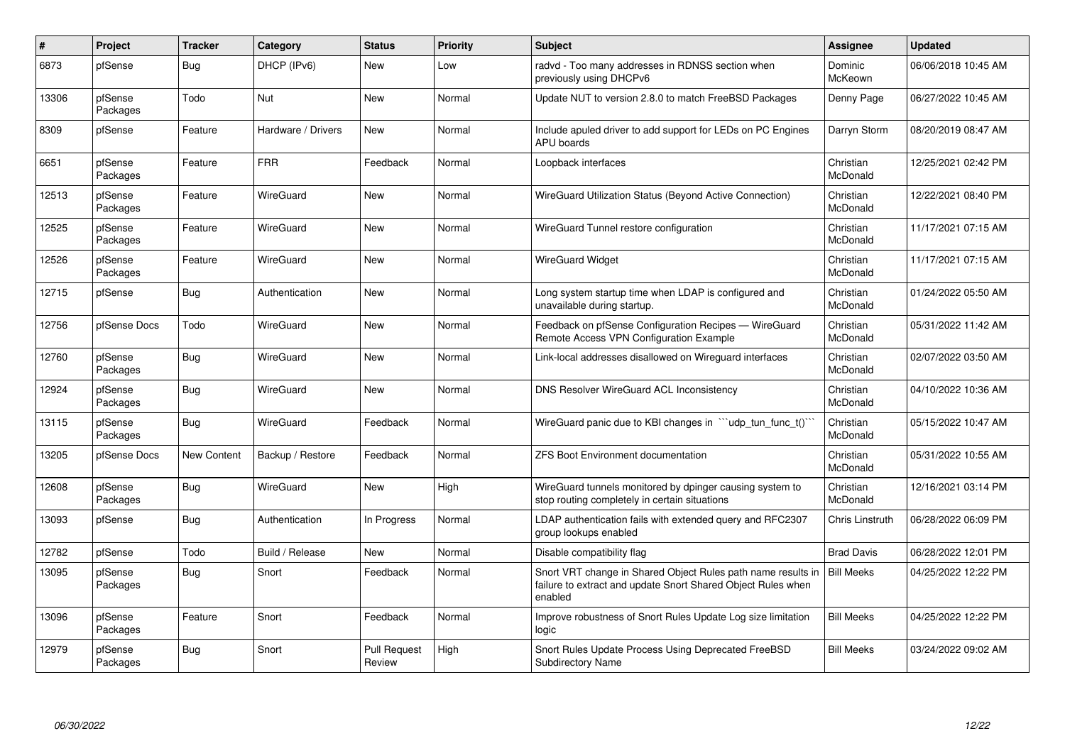| # | Project | Tracker | Category | Status | Priority | Subject | Assignee | Updated |
|---|---|---|---|---|---|---|---|---|
| 6873 | pfSense | Bug | DHCP (IPv6) | New | Low | radvd - Too many addresses in RDNSS section when previously using DHCPv6 | Dominic McKeown | 06/06/2018 10:45 AM |
| 13306 | pfSense Packages | Todo | Nut | New | Normal | Update NUT to version 2.8.0 to match FreeBSD Packages | Denny Page | 06/27/2022 10:45 AM |
| 8309 | pfSense | Feature | Hardware / Drivers | New | Normal | Include apuled driver to add support for LEDs on PC Engines APU boards | Darryn Storm | 08/20/2019 08:47 AM |
| 6651 | pfSense Packages | Feature | FRR | Feedback | Normal | Loopback interfaces | Christian McDonald | 12/25/2021 02:42 PM |
| 12513 | pfSense Packages | Feature | WireGuard | New | Normal | WireGuard Utilization Status (Beyond Active Connection) | Christian McDonald | 12/22/2021 08:40 PM |
| 12525 | pfSense Packages | Feature | WireGuard | New | Normal | WireGuard Tunnel restore configuration | Christian McDonald | 11/17/2021 07:15 AM |
| 12526 | pfSense Packages | Feature | WireGuard | New | Normal | WireGuard Widget | Christian McDonald | 11/17/2021 07:15 AM |
| 12715 | pfSense | Bug | Authentication | New | Normal | Long system startup time when LDAP is configured and unavailable during startup. | Christian McDonald | 01/24/2022 05:50 AM |
| 12756 | pfSense Docs | Todo | WireGuard | New | Normal | Feedback on pfSense Configuration Recipes — WireGuard Remote Access VPN Configuration Example | Christian McDonald | 05/31/2022 11:42 AM |
| 12760 | pfSense Packages | Bug | WireGuard | New | Normal | Link-local addresses disallowed on Wireguard interfaces | Christian McDonald | 02/07/2022 03:50 AM |
| 12924 | pfSense Packages | Bug | WireGuard | New | Normal | DNS Resolver WireGuard ACL Inconsistency | Christian McDonald | 04/10/2022 10:36 AM |
| 13115 | pfSense Packages | Bug | WireGuard | Feedback | Normal | WireGuard panic due to KBI changes in ```udp_tun_func_t()``` | Christian McDonald | 05/15/2022 10:47 AM |
| 13205 | pfSense Docs | New Content | Backup / Restore | Feedback | Normal | ZFS Boot Environment documentation | Christian McDonald | 05/31/2022 10:55 AM |
| 12608 | pfSense Packages | Bug | WireGuard | New | High | WireGuard tunnels monitored by dpinger causing system to stop routing completely in certain situations | Christian McDonald | 12/16/2021 03:14 PM |
| 13093 | pfSense | Bug | Authentication | In Progress | Normal | LDAP authentication fails with extended query and RFC2307 group lookups enabled | Chris Linstruth | 06/28/2022 06:09 PM |
| 12782 | pfSense | Todo | Build / Release | New | Normal | Disable compatibility flag | Brad Davis | 06/28/2022 12:01 PM |
| 13095 | pfSense Packages | Bug | Snort | Feedback | Normal | Snort VRT change in Shared Object Rules path name results in failure to extract and update Snort Shared Object Rules when enabled | Bill Meeks | 04/25/2022 12:22 PM |
| 13096 | pfSense Packages | Feature | Snort | Feedback | Normal | Improve robustness of Snort Rules Update Log size limitation logic | Bill Meeks | 04/25/2022 12:22 PM |
| 12979 | pfSense Packages | Bug | Snort | Pull Request Review | High | Snort Rules Update Process Using Deprecated FreeBSD Subdirectory Name | Bill Meeks | 03/24/2022 09:02 AM |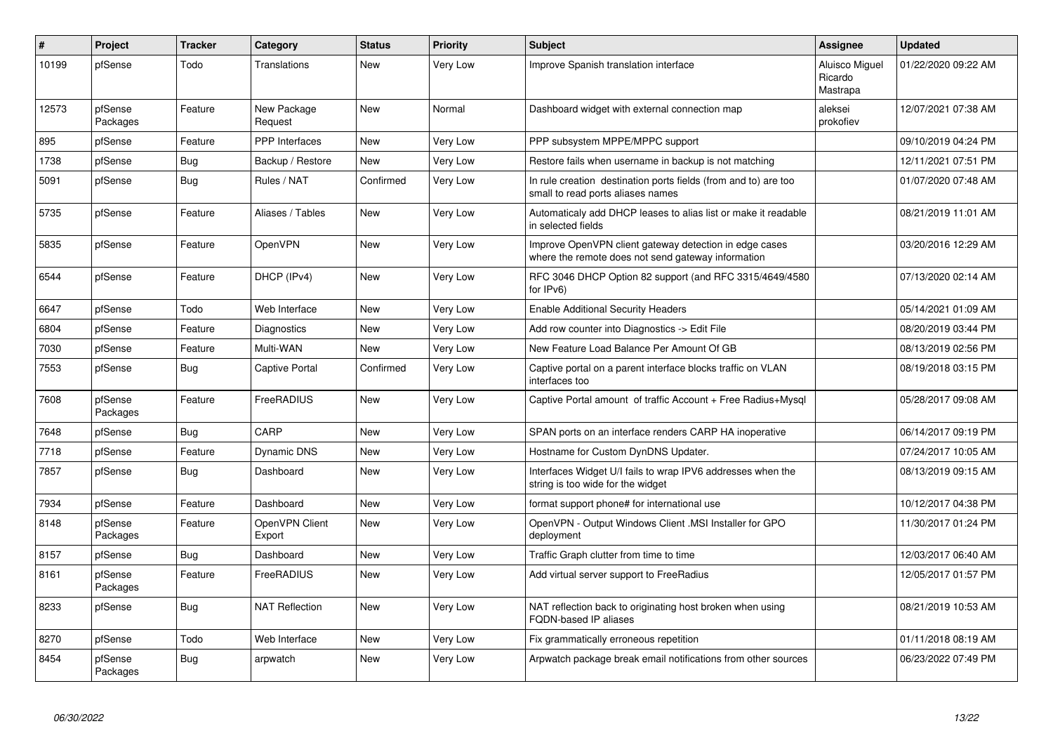| # | Project | Tracker | Category | Status | Priority | Subject | Assignee | Updated |
|---|---|---|---|---|---|---|---|---|
| 10199 | pfSense | Todo | Translations | New | Very Low | Improve Spanish translation interface | Aluisco Miguel Ricardo Mastrapa | 01/22/2020 09:22 AM |
| 12573 | pfSense Packages | Feature | New Package Request | New | Normal | Dashboard widget with external connection map | aleksei prokofiev | 12/07/2021 07:38 AM |
| 895 | pfSense | Feature | PPP Interfaces | New | Very Low | PPP subsystem MPPE/MPPC support | | 09/10/2019 04:24 PM |
| 1738 | pfSense | Bug | Backup / Restore | New | Very Low | Restore fails when username in backup is not matching | | 12/11/2021 07:51 PM |
| 5091 | pfSense | Bug | Rules / NAT | Confirmed | Very Low | In rule creation destination ports fields (from and to) are too small to read ports aliases names | | 01/07/2020 07:48 AM |
| 5735 | pfSense | Feature | Aliases / Tables | New | Very Low | Automaticaly add DHCP leases to alias list or make it readable in selected fields | | 08/21/2019 11:01 AM |
| 5835 | pfSense | Feature | OpenVPN | New | Very Low | Improve OpenVPN client gateway detection in edge cases where the remote does not send gateway information | | 03/20/2016 12:29 AM |
| 6544 | pfSense | Feature | DHCP (IPv4) | New | Very Low | RFC 3046 DHCP Option 82 support (and RFC 3315/4649/4580 for IPv6) | | 07/13/2020 02:14 AM |
| 6647 | pfSense | Todo | Web Interface | New | Very Low | Enable Additional Security Headers | | 05/14/2021 01:09 AM |
| 6804 | pfSense | Feature | Diagnostics | New | Very Low | Add row counter into Diagnostics -> Edit File | | 08/20/2019 03:44 PM |
| 7030 | pfSense | Feature | Multi-WAN | New | Very Low | New Feature Load Balance Per Amount Of GB | | 08/13/2019 02:56 PM |
| 7553 | pfSense | Bug | Captive Portal | Confirmed | Very Low | Captive portal on a parent interface blocks traffic on VLAN interfaces too | | 08/19/2018 03:15 PM |
| 7608 | pfSense Packages | Feature | FreeRADIUS | New | Very Low | Captive Portal amount of traffic Account + Free Radius+Mysql | | 05/28/2017 09:08 AM |
| 7648 | pfSense | Bug | CARP | New | Very Low | SPAN ports on an interface renders CARP HA inoperative | | 06/14/2017 09:19 PM |
| 7718 | pfSense | Feature | Dynamic DNS | New | Very Low | Hostname for Custom DynDNS Updater. | | 07/24/2017 10:05 AM |
| 7857 | pfSense | Bug | Dashboard | New | Very Low | Interfaces Widget U/I fails to wrap IPV6 addresses when the string is too wide for the widget | | 08/13/2019 09:15 AM |
| 7934 | pfSense | Feature | Dashboard | New | Very Low | format support phone# for international use | | 10/12/2017 04:38 PM |
| 8148 | pfSense Packages | Feature | OpenVPN Client Export | New | Very Low | OpenVPN - Output Windows Client .MSI Installer for GPO deployment | | 11/30/2017 01:24 PM |
| 8157 | pfSense | Bug | Dashboard | New | Very Low | Traffic Graph clutter from time to time | | 12/03/2017 06:40 AM |
| 8161 | pfSense Packages | Feature | FreeRADIUS | New | Very Low | Add virtual server support to FreeRadius | | 12/05/2017 01:57 PM |
| 8233 | pfSense | Bug | NAT Reflection | New | Very Low | NAT reflection back to originating host broken when using FQDN-based IP aliases | | 08/21/2019 10:53 AM |
| 8270 | pfSense | Todo | Web Interface | New | Very Low | Fix grammatically erroneous repetition | | 01/11/2018 08:19 AM |
| 8454 | pfSense Packages | Bug | arpwatch | New | Very Low | Arpwatch package break email notifications from other sources | | 06/23/2022 07:49 PM |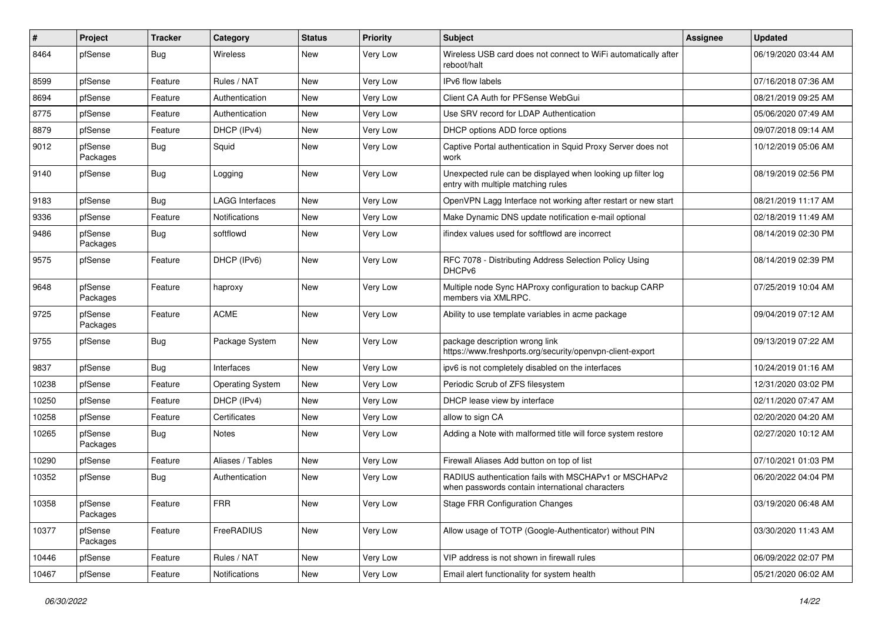| # | Project | Tracker | Category | Status | Priority | Subject | Assignee | Updated |
|---|---|---|---|---|---|---|---|---|
| 8464 | pfSense | Bug | Wireless | New | Very Low | Wireless USB card does not connect to WiFi automatically after reboot/halt | | 06/19/2020 03:44 AM |
| 8599 | pfSense | Feature | Rules / NAT | New | Very Low | IPv6 flow labels | | 07/16/2018 07:36 AM |
| 8694 | pfSense | Feature | Authentication | New | Very Low | Client CA Auth for PFSense WebGui | | 08/21/2019 09:25 AM |
| 8775 | pfSense | Feature | Authentication | New | Very Low | Use SRV record for LDAP Authentication | | 05/06/2020 07:49 AM |
| 8879 | pfSense | Feature | DHCP (IPv4) | New | Very Low | DHCP options ADD force options | | 09/07/2018 09:14 AM |
| 9012 | pfSense Packages | Bug | Squid | New | Very Low | Captive Portal authentication in Squid Proxy Server does not work | | 10/12/2019 05:06 AM |
| 9140 | pfSense | Bug | Logging | New | Very Low | Unexpected rule can be displayed when looking up filter log entry with multiple matching rules | | 08/19/2019 02:56 PM |
| 9183 | pfSense | Bug | LAGG Interfaces | New | Very Low | OpenVPN Lagg Interface not working after restart or new start | | 08/21/2019 11:17 AM |
| 9336 | pfSense | Feature | Notifications | New | Very Low | Make Dynamic DNS update notification e-mail optional | | 02/18/2019 11:49 AM |
| 9486 | pfSense Packages | Bug | softflowd | New | Very Low | ifindex values used for softflowd are incorrect | | 08/14/2019 02:30 PM |
| 9575 | pfSense | Feature | DHCP (IPv6) | New | Very Low | RFC 7078 - Distributing Address Selection Policy Using DHCPv6 | | 08/14/2019 02:39 PM |
| 9648 | pfSense Packages | Feature | haproxy | New | Very Low | Multiple node Sync HAProxy configuration to backup CARP members via XMLRPC. | | 07/25/2019 10:04 AM |
| 9725 | pfSense Packages | Feature | ACME | New | Very Low | Ability to use template variables in acme package | | 09/04/2019 07:12 AM |
| 9755 | pfSense | Bug | Package System | New | Very Low | package description wrong link https://www.freshports.org/security/openvpn-client-export | | 09/13/2019 07:22 AM |
| 9837 | pfSense | Bug | Interfaces | New | Very Low | ipv6 is not completely disabled on the interfaces | | 10/24/2019 01:16 AM |
| 10238 | pfSense | Feature | Operating System | New | Very Low | Periodic Scrub of ZFS filesystem | | 12/31/2020 03:02 PM |
| 10250 | pfSense | Feature | DHCP (IPv4) | New | Very Low | DHCP lease view by interface | | 02/11/2020 07:47 AM |
| 10258 | pfSense | Feature | Certificates | New | Very Low | allow to sign CA | | 02/20/2020 04:20 AM |
| 10265 | pfSense Packages | Bug | Notes | New | Very Low | Adding a Note with malformed title will force system restore | | 02/27/2020 10:12 AM |
| 10290 | pfSense | Feature | Aliases / Tables | New | Very Low | Firewall Aliases Add button on top of list | | 07/10/2021 01:03 PM |
| 10352 | pfSense | Bug | Authentication | New | Very Low | RADIUS authentication fails with MSCHAPv1 or MSCHAPv2 when passwords contain international characters | | 06/20/2022 04:04 PM |
| 10358 | pfSense Packages | Feature | FRR | New | Very Low | Stage FRR Configuration Changes | | 03/19/2020 06:48 AM |
| 10377 | pfSense Packages | Feature | FreeRADIUS | New | Very Low | Allow usage of TOTP (Google-Authenticator) without PIN | | 03/30/2020 11:43 AM |
| 10446 | pfSense | Feature | Rules / NAT | New | Very Low | VIP address is not shown in firewall rules | | 06/09/2022 02:07 PM |
| 10467 | pfSense | Feature | Notifications | New | Very Low | Email alert functionality for system health | | 05/21/2020 06:02 AM |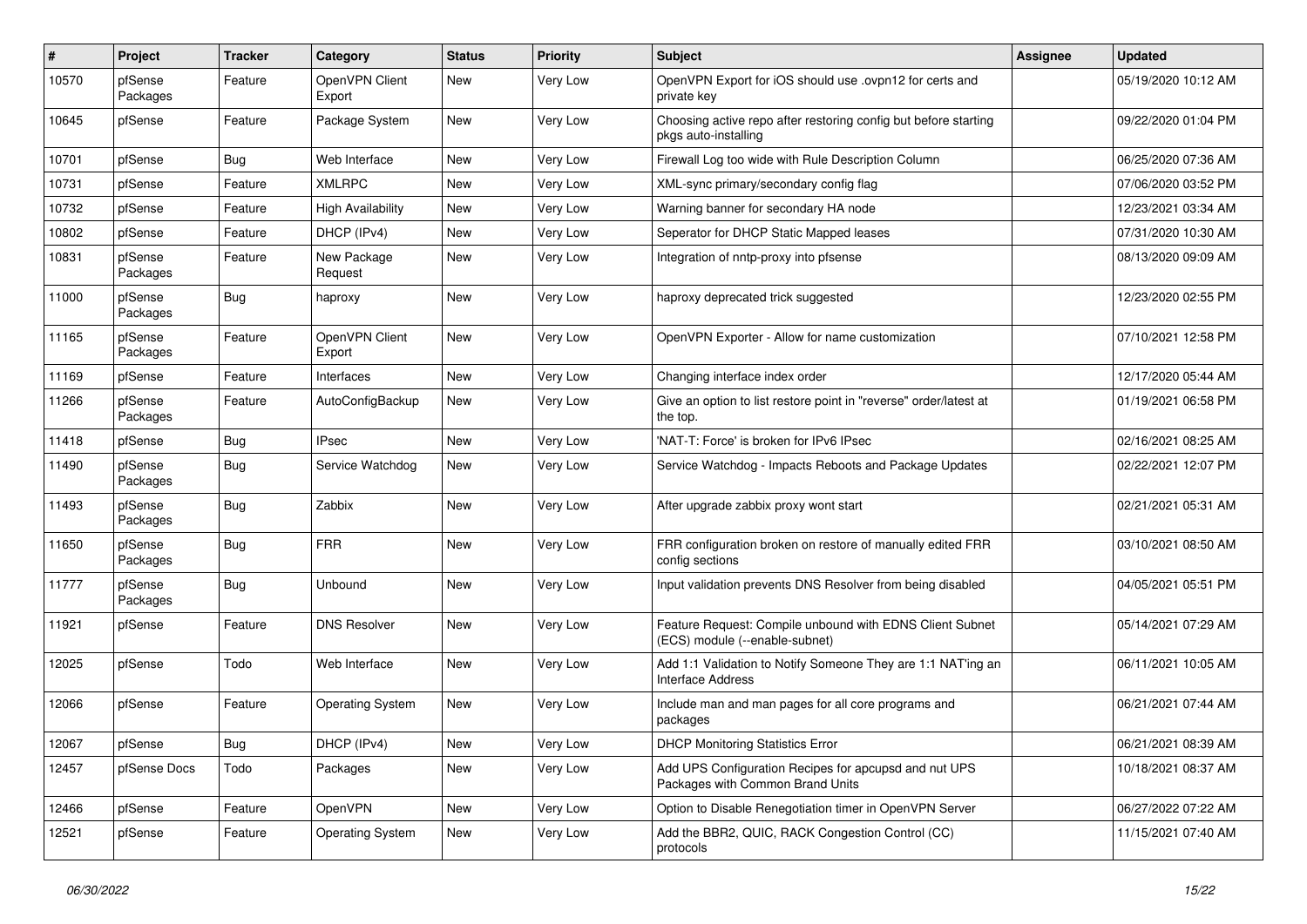| # | Project | Tracker | Category | Status | Priority | Subject | Assignee | Updated |
|---|---|---|---|---|---|---|---|---|
| 10570 | pfSense Packages | Feature | OpenVPN Client Export | New | Very Low | OpenVPN Export for iOS should use .ovpn12 for certs and private key | | 05/19/2020 10:12 AM |
| 10645 | pfSense | Feature | Package System | New | Very Low | Choosing active repo after restoring config but before starting pkgs auto-installing | | 09/22/2020 01:04 PM |
| 10701 | pfSense | Bug | Web Interface | New | Very Low | Firewall Log too wide with Rule Description Column | | 06/25/2020 07:36 AM |
| 10731 | pfSense | Feature | XMLRPC | New | Very Low | XML-sync primary/secondary config flag | | 07/06/2020 03:52 PM |
| 10732 | pfSense | Feature | High Availability | New | Very Low | Warning banner for secondary HA node | | 12/23/2021 03:34 AM |
| 10802 | pfSense | Feature | DHCP (IPv4) | New | Very Low | Seperator for DHCP Static Mapped leases | | 07/31/2020 10:30 AM |
| 10831 | pfSense Packages | Feature | New Package Request | New | Very Low | Integration of nntp-proxy into pfsense | | 08/13/2020 09:09 AM |
| 11000 | pfSense Packages | Bug | haproxy | New | Very Low | haproxy deprecated trick suggested | | 12/23/2020 02:55 PM |
| 11165 | pfSense Packages | Feature | OpenVPN Client Export | New | Very Low | OpenVPN Exporter - Allow for name customization | | 07/10/2021 12:58 PM |
| 11169 | pfSense | Feature | Interfaces | New | Very Low | Changing interface index order | | 12/17/2020 05:44 AM |
| 11266 | pfSense Packages | Feature | AutoConfigBackup | New | Very Low | Give an option to list restore point in "reverse" order/latest at the top. | | 01/19/2021 06:58 PM |
| 11418 | pfSense | Bug | IPsec | New | Very Low | 'NAT-T: Force' is broken for IPv6 IPsec | | 02/16/2021 08:25 AM |
| 11490 | pfSense Packages | Bug | Service Watchdog | New | Very Low | Service Watchdog - Impacts Reboots and Package Updates | | 02/22/2021 12:07 PM |
| 11493 | pfSense Packages | Bug | Zabbix | New | Very Low | After upgrade zabbix proxy wont start | | 02/21/2021 05:31 AM |
| 11650 | pfSense Packages | Bug | FRR | New | Very Low | FRR configuration broken on restore of manually edited FRR config sections | | 03/10/2021 08:50 AM |
| 11777 | pfSense Packages | Bug | Unbound | New | Very Low | Input validation prevents DNS Resolver from being disabled | | 04/05/2021 05:51 PM |
| 11921 | pfSense | Feature | DNS Resolver | New | Very Low | Feature Request: Compile unbound with EDNS Client Subnet (ECS) module (--enable-subnet) | | 05/14/2021 07:29 AM |
| 12025 | pfSense | Todo | Web Interface | New | Very Low | Add 1:1 Validation to Notify Someone They are 1:1 NAT'ing an Interface Address | | 06/11/2021 10:05 AM |
| 12066 | pfSense | Feature | Operating System | New | Very Low | Include man and man pages for all core programs and packages | | 06/21/2021 07:44 AM |
| 12067 | pfSense | Bug | DHCP (IPv4) | New | Very Low | DHCP Monitoring Statistics Error | | 06/21/2021 08:39 AM |
| 12457 | pfSense Docs | Todo | Packages | New | Very Low | Add UPS Configuration Recipes for apcupsd and nut UPS Packages with Common Brand Units | | 10/18/2021 08:37 AM |
| 12466 | pfSense | Feature | OpenVPN | New | Very Low | Option to Disable Renegotiation timer in OpenVPN Server | | 06/27/2022 07:22 AM |
| 12521 | pfSense | Feature | Operating System | New | Very Low | Add the BBR2, QUIC, RACK Congestion Control (CC) protocols | | 11/15/2021 07:40 AM |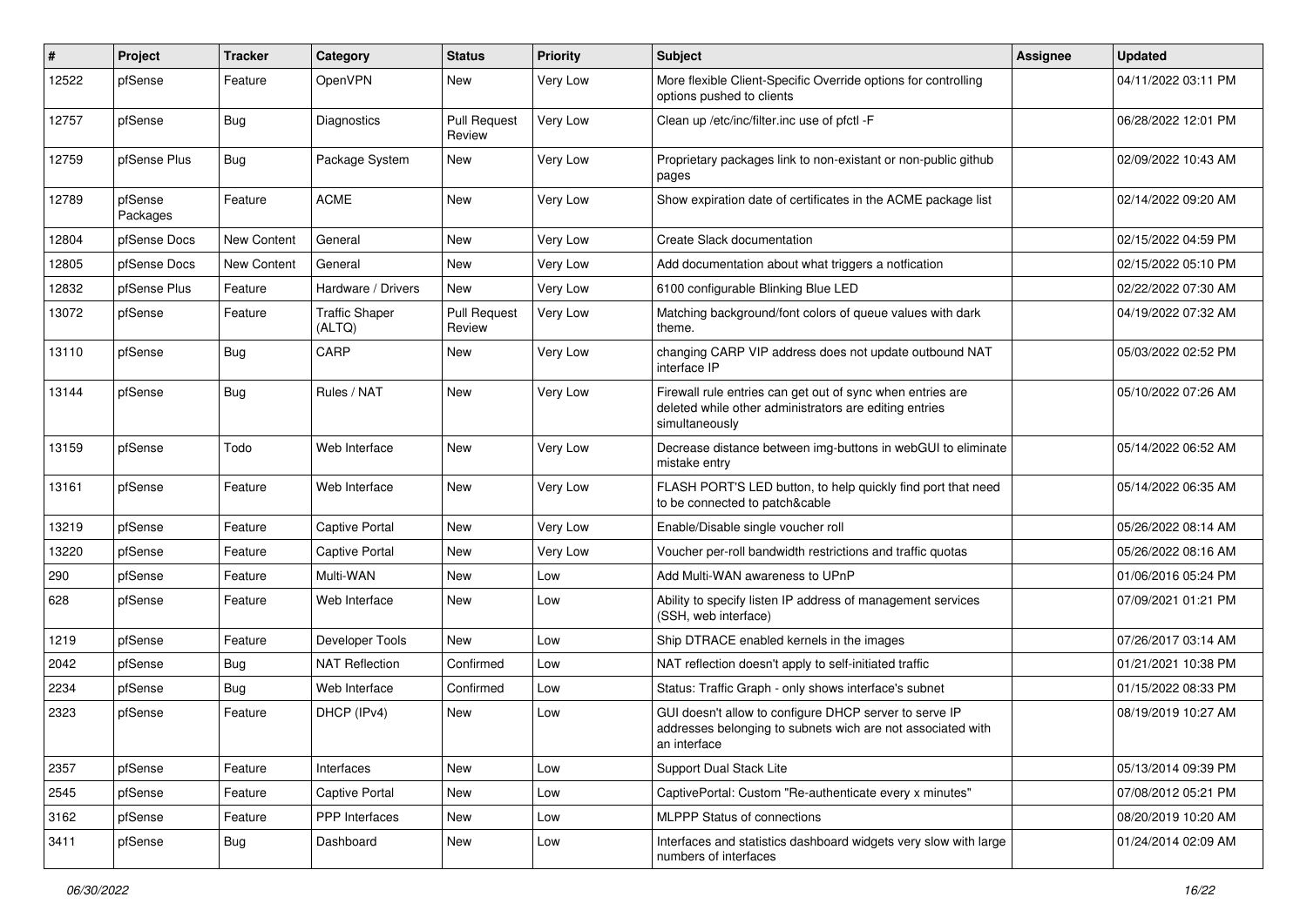| # | Project | Tracker | Category | Status | Priority | Subject | Assignee | Updated |
|---|---|---|---|---|---|---|---|---|
| 12522 | pfSense | Feature | OpenVPN | New | Very Low | More flexible Client-Specific Override options for controlling options pushed to clients | | 04/11/2022 03:11 PM |
| 12757 | pfSense | Bug | Diagnostics | Pull Request Review | Very Low | Clean up /etc/inc/filter.inc use of pfctl -F | | 06/28/2022 12:01 PM |
| 12759 | pfSense Plus | Bug | Package System | New | Very Low | Proprietary packages link to non-existant or non-public github pages | | 02/09/2022 10:43 AM |
| 12789 | pfSense Packages | Feature | ACME | New | Very Low | Show expiration date of certificates in the ACME package list | | 02/14/2022 09:20 AM |
| 12804 | pfSense Docs | New Content | General | New | Very Low | Create Slack documentation | | 02/15/2022 04:59 PM |
| 12805 | pfSense Docs | New Content | General | New | Very Low | Add documentation about what triggers a notfication | | 02/15/2022 05:10 PM |
| 12832 | pfSense Plus | Feature | Hardware / Drivers | New | Very Low | 6100 configurable Blinking Blue LED | | 02/22/2022 07:30 AM |
| 13072 | pfSense | Feature | Traffic Shaper (ALTQ) | Pull Request Review | Very Low | Matching background/font colors of queue values with dark theme. | | 04/19/2022 07:32 AM |
| 13110 | pfSense | Bug | CARP | New | Very Low | changing CARP VIP address does not update outbound NAT interface IP | | 05/03/2022 02:52 PM |
| 13144 | pfSense | Bug | Rules / NAT | New | Very Low | Firewall rule entries can get out of sync when entries are deleted while other administrators are editing entries simultaneously | | 05/10/2022 07:26 AM |
| 13159 | pfSense | Todo | Web Interface | New | Very Low | Decrease distance between img-buttons in webGUI to eliminate mistake entry | | 05/14/2022 06:52 AM |
| 13161 | pfSense | Feature | Web Interface | New | Very Low | FLASH PORT'S LED button, to help quickly find port that need to be connected to patch&cable | | 05/14/2022 06:35 AM |
| 13219 | pfSense | Feature | Captive Portal | New | Very Low | Enable/Disable single voucher roll | | 05/26/2022 08:14 AM |
| 13220 | pfSense | Feature | Captive Portal | New | Very Low | Voucher per-roll bandwidth restrictions and traffic quotas | | 05/26/2022 08:16 AM |
| 290 | pfSense | Feature | Multi-WAN | New | Low | Add Multi-WAN awareness to UPnP | | 01/06/2016 05:24 PM |
| 628 | pfSense | Feature | Web Interface | New | Low | Ability to specify listen IP address of management services (SSH, web interface) | | 07/09/2021 01:21 PM |
| 1219 | pfSense | Feature | Developer Tools | New | Low | Ship DTRACE enabled kernels in the images | | 07/26/2017 03:14 AM |
| 2042 | pfSense | Bug | NAT Reflection | Confirmed | Low | NAT reflection doesn't apply to self-initiated traffic | | 01/21/2021 10:38 PM |
| 2234 | pfSense | Bug | Web Interface | Confirmed | Low | Status: Traffic Graph - only shows interface's subnet | | 01/15/2022 08:33 PM |
| 2323 | pfSense | Feature | DHCP (IPv4) | New | Low | GUI doesn't allow to configure DHCP server to serve IP addresses belonging to subnets wich are not associated with an interface | | 08/19/2019 10:27 AM |
| 2357 | pfSense | Feature | Interfaces | New | Low | Support Dual Stack Lite | | 05/13/2014 09:39 PM |
| 2545 | pfSense | Feature | Captive Portal | New | Low | CaptivePortal: Custom "Re-authenticate every x minutes" | | 07/08/2012 05:21 PM |
| 3162 | pfSense | Feature | PPP Interfaces | New | Low | MLPPP Status of connections | | 08/20/2019 10:20 AM |
| 3411 | pfSense | Bug | Dashboard | New | Low | Interfaces and statistics dashboard widgets very slow with large numbers of interfaces | | 01/24/2014 02:09 AM |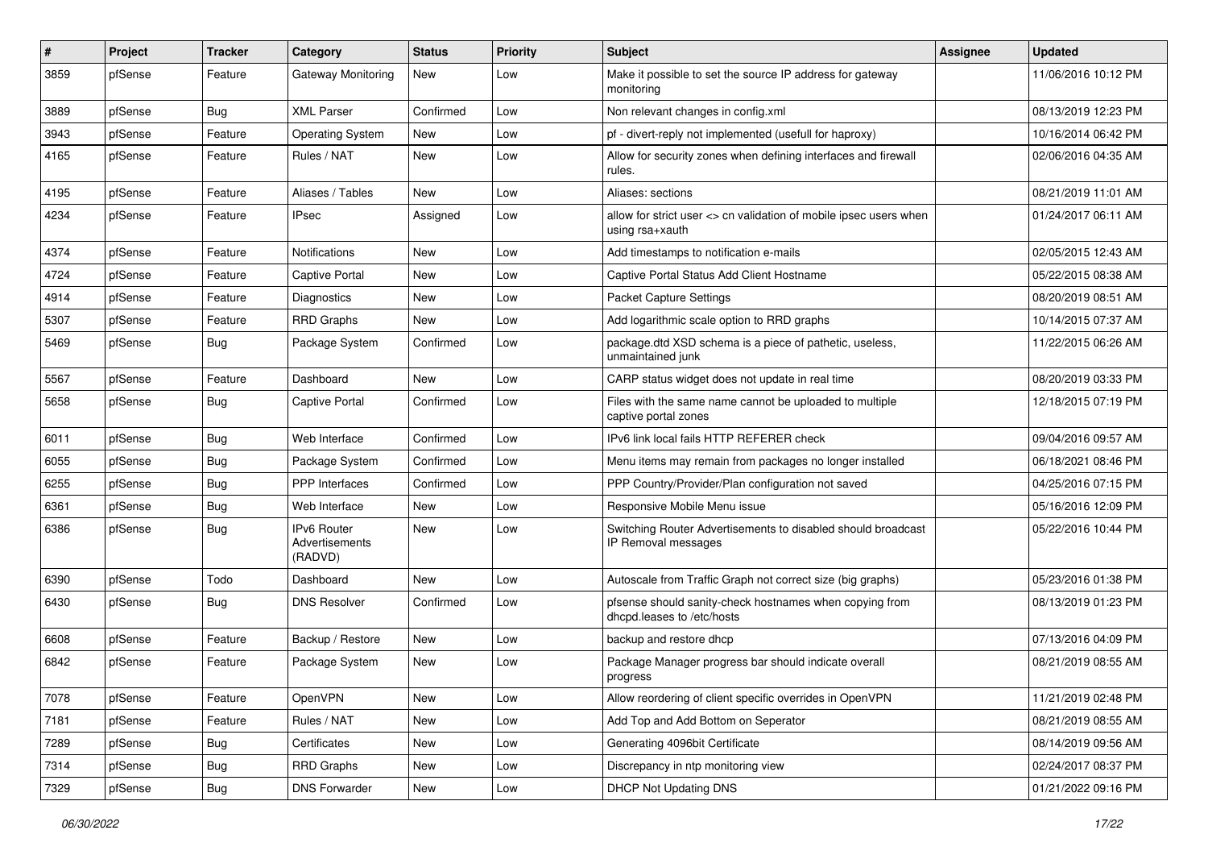| # | Project | Tracker | Category | Status | Priority | Subject | Assignee | Updated |
|---|---|---|---|---|---|---|---|---|
| 3859 | pfSense | Feature | Gateway Monitoring | New | Low | Make it possible to set the source IP address for gateway monitoring | | 11/06/2016 10:12 PM |
| 3889 | pfSense | Bug | XML Parser | Confirmed | Low | Non relevant changes in config.xml | | 08/13/2019 12:23 PM |
| 3943 | pfSense | Feature | Operating System | New | Low | pf - divert-reply not implemented (usefull for haproxy) | | 10/16/2014 06:42 PM |
| 4165 | pfSense | Feature | Rules / NAT | New | Low | Allow for security zones when defining interfaces and firewall rules. | | 02/06/2016 04:35 AM |
| 4195 | pfSense | Feature | Aliases / Tables | New | Low | Aliases: sections | | 08/21/2019 11:01 AM |
| 4234 | pfSense | Feature | IPsec | Assigned | Low | allow for strict user <> cn validation of mobile ipsec users when using rsa+xauth | | 01/24/2017 06:11 AM |
| 4374 | pfSense | Feature | Notifications | New | Low | Add timestamps to notification e-mails | | 02/05/2015 12:43 AM |
| 4724 | pfSense | Feature | Captive Portal | New | Low | Captive Portal Status Add Client Hostname | | 05/22/2015 08:38 AM |
| 4914 | pfSense | Feature | Diagnostics | New | Low | Packet Capture Settings | | 08/20/2019 08:51 AM |
| 5307 | pfSense | Feature | RRD Graphs | New | Low | Add logarithmic scale option to RRD graphs | | 10/14/2015 07:37 AM |
| 5469 | pfSense | Bug | Package System | Confirmed | Low | package.dtd XSD schema is a piece of pathetic, useless, unmaintained junk | | 11/22/2015 06:26 AM |
| 5567 | pfSense | Feature | Dashboard | New | Low | CARP status widget does not update in real time | | 08/20/2019 03:33 PM |
| 5658 | pfSense | Bug | Captive Portal | Confirmed | Low | Files with the same name cannot be uploaded to multiple captive portal zones | | 12/18/2015 07:19 PM |
| 6011 | pfSense | Bug | Web Interface | Confirmed | Low | IPv6 link local fails HTTP REFERER check | | 09/04/2016 09:57 AM |
| 6055 | pfSense | Bug | Package System | Confirmed | Low | Menu items may remain from packages no longer installed | | 06/18/2021 08:46 PM |
| 6255 | pfSense | Bug | PPP Interfaces | Confirmed | Low | PPP Country/Provider/Plan configuration not saved | | 04/25/2016 07:15 PM |
| 6361 | pfSense | Bug | Web Interface | New | Low | Responsive Mobile Menu issue | | 05/16/2016 12:09 PM |
| 6386 | pfSense | Bug | IPv6 Router Advertisements (RADVD) | New | Low | Switching Router Advertisements to disabled should broadcast IP Removal messages | | 05/22/2016 10:44 PM |
| 6390 | pfSense | Todo | Dashboard | New | Low | Autoscale from Traffic Graph not correct size (big graphs) | | 05/23/2016 01:38 PM |
| 6430 | pfSense | Bug | DNS Resolver | Confirmed | Low | pfsense should sanity-check hostnames when copying from dhcpd.leases to /etc/hosts | | 08/13/2019 01:23 PM |
| 6608 | pfSense | Feature | Backup / Restore | New | Low | backup and restore dhcp | | 07/13/2016 04:09 PM |
| 6842 | pfSense | Feature | Package System | New | Low | Package Manager progress bar should indicate overall progress | | 08/21/2019 08:55 AM |
| 7078 | pfSense | Feature | OpenVPN | New | Low | Allow reordering of client specific overrides in OpenVPN | | 11/21/2019 02:48 PM |
| 7181 | pfSense | Feature | Rules / NAT | New | Low | Add Top and Add Bottom on Seperator | | 08/21/2019 08:55 AM |
| 7289 | pfSense | Bug | Certificates | New | Low | Generating 4096bit Certificate | | 08/14/2019 09:56 AM |
| 7314 | pfSense | Bug | RRD Graphs | New | Low | Discrepancy in ntp monitoring view | | 02/24/2017 08:37 PM |
| 7329 | pfSense | Bug | DNS Forwarder | New | Low | DHCP Not Updating DNS | | 01/21/2022 09:16 PM |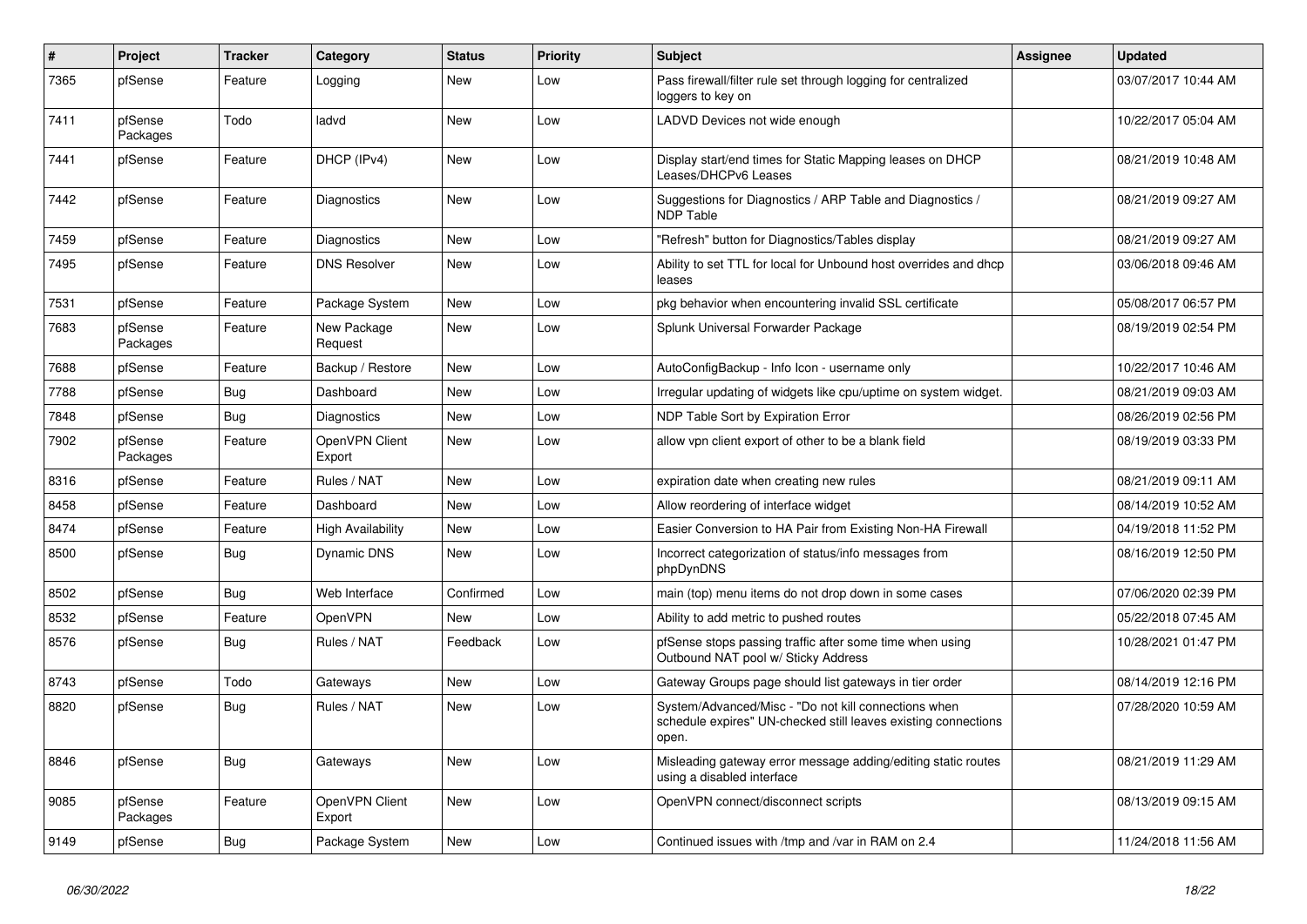| # | Project | Tracker | Category | Status | Priority | Subject | Assignee | Updated |
|---|---|---|---|---|---|---|---|---|
| 7365 | pfSense | Feature | Logging | New | Low | Pass firewall/filter rule set through logging for centralized loggers to key on | | 03/07/2017 10:44 AM |
| 7411 | pfSense Packages | Todo | ladvd | New | Low | LADVD Devices not wide enough | | 10/22/2017 05:04 AM |
| 7441 | pfSense | Feature | DHCP (IPv4) | New | Low | Display start/end times for Static Mapping leases on DHCP Leases/DHCPv6 Leases | | 08/21/2019 10:48 AM |
| 7442 | pfSense | Feature | Diagnostics | New | Low | Suggestions for Diagnostics / ARP Table and Diagnostics / NDP Table | | 08/21/2019 09:27 AM |
| 7459 | pfSense | Feature | Diagnostics | New | Low | "Refresh" button for Diagnostics/Tables display | | 08/21/2019 09:27 AM |
| 7495 | pfSense | Feature | DNS Resolver | New | Low | Ability to set TTL for local for Unbound host overrides and dhcp leases | | 03/06/2018 09:46 AM |
| 7531 | pfSense | Feature | Package System | New | Low | pkg behavior when encountering invalid SSL certificate | | 05/08/2017 06:57 PM |
| 7683 | pfSense Packages | Feature | New Package Request | New | Low | Splunk Universal Forwarder Package | | 08/19/2019 02:54 PM |
| 7688 | pfSense | Feature | Backup / Restore | New | Low | AutoConfigBackup - Info Icon - username only | | 10/22/2017 10:46 AM |
| 7788 | pfSense | Bug | Dashboard | New | Low | Irregular updating of widgets like cpu/uptime on system widget. | | 08/21/2019 09:03 AM |
| 7848 | pfSense | Bug | Diagnostics | New | Low | NDP Table Sort by Expiration Error | | 08/26/2019 02:56 PM |
| 7902 | pfSense Packages | Feature | OpenVPN Client Export | New | Low | allow vpn client export of other to be a blank field | | 08/19/2019 03:33 PM |
| 8316 | pfSense | Feature | Rules / NAT | New | Low | expiration date when creating new rules | | 08/21/2019 09:11 AM |
| 8458 | pfSense | Feature | Dashboard | New | Low | Allow reordering of interface widget | | 08/14/2019 10:52 AM |
| 8474 | pfSense | Feature | High Availability | New | Low | Easier Conversion to HA Pair from Existing Non-HA Firewall | | 04/19/2018 11:52 PM |
| 8500 | pfSense | Bug | Dynamic DNS | New | Low | Incorrect categorization of status/info messages from phpDynDNS | | 08/16/2019 12:50 PM |
| 8502 | pfSense | Bug | Web Interface | Confirmed | Low | main (top) menu items do not drop down in some cases | | 07/06/2020 02:39 PM |
| 8532 | pfSense | Feature | OpenVPN | New | Low | Ability to add metric to pushed routes | | 05/22/2018 07:45 AM |
| 8576 | pfSense | Bug | Rules / NAT | Feedback | Low | pfSense stops passing traffic after some time when using Outbound NAT pool w/ Sticky Address | | 10/28/2021 01:47 PM |
| 8743 | pfSense | Todo | Gateways | New | Low | Gateway Groups page should list gateways in tier order | | 08/14/2019 12:16 PM |
| 8820 | pfSense | Bug | Rules / NAT | New | Low | System/Advanced/Misc - "Do not kill connections when schedule expires" UN-checked still leaves existing connections open. | | 07/28/2020 10:59 AM |
| 8846 | pfSense | Bug | Gateways | New | Low | Misleading gateway error message adding/editing static routes using a disabled interface | | 08/21/2019 11:29 AM |
| 9085 | pfSense Packages | Feature | OpenVPN Client Export | New | Low | OpenVPN connect/disconnect scripts | | 08/13/2019 09:15 AM |
| 9149 | pfSense | Bug | Package System | New | Low | Continued issues with /tmp and /var in RAM on 2.4 | | 11/24/2018 11:56 AM |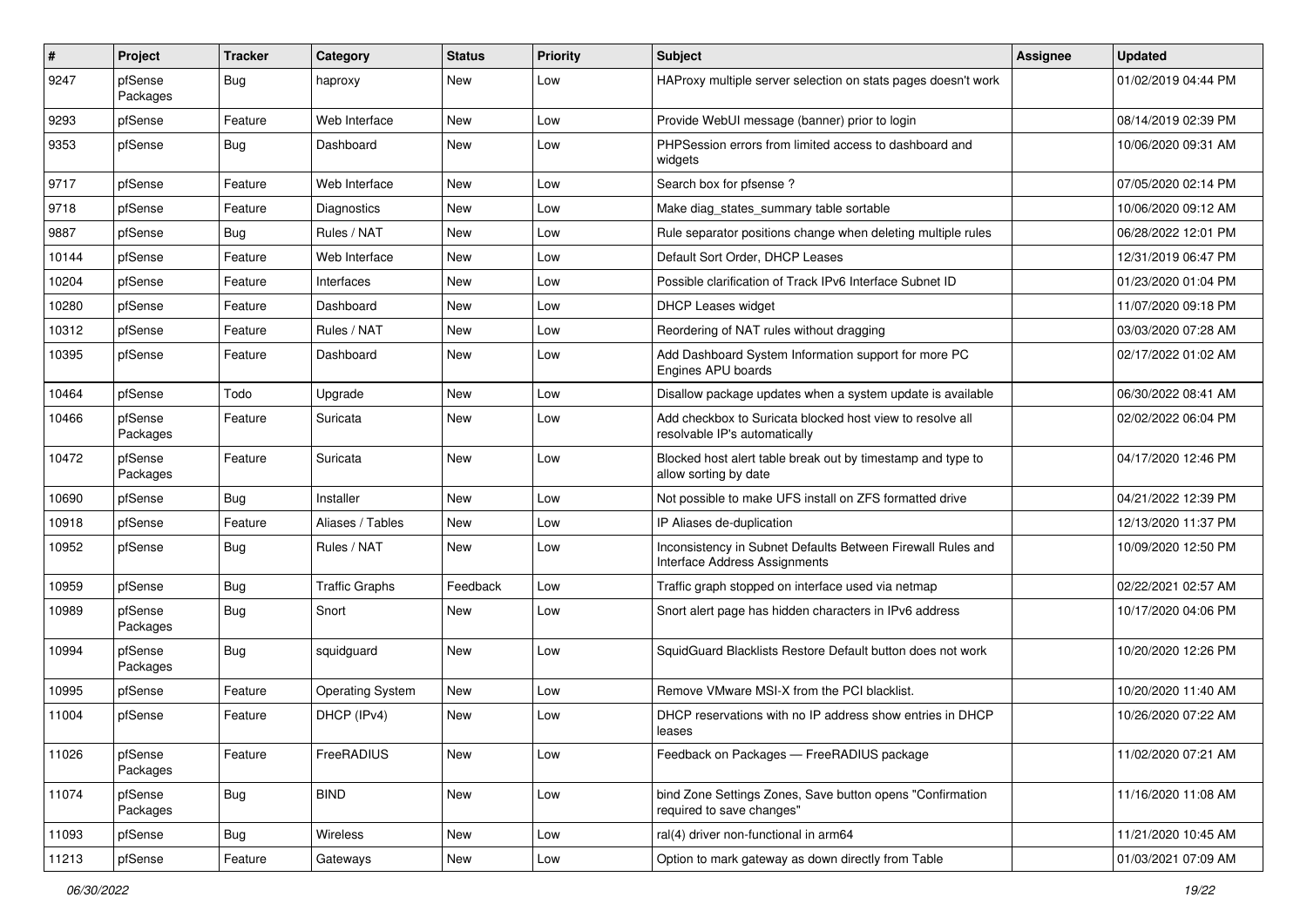| # | Project | Tracker | Category | Status | Priority | Subject | Assignee | Updated |
|---|---|---|---|---|---|---|---|---|
| 9247 | pfSense Packages | Bug | haproxy | New | Low | HAProxy multiple server selection on stats pages doesn't work | | 01/02/2019 04:44 PM |
| 9293 | pfSense | Feature | Web Interface | New | Low | Provide WebUI message (banner) prior to login | | 08/14/2019 02:39 PM |
| 9353 | pfSense | Bug | Dashboard | New | Low | PHPSession errors from limited access to dashboard and widgets | | 10/06/2020 09:31 AM |
| 9717 | pfSense | Feature | Web Interface | New | Low | Search box for pfsense ? | | 07/05/2020 02:14 PM |
| 9718 | pfSense | Feature | Diagnostics | New | Low | Make diag_states_summary table sortable | | 10/06/2020 09:12 AM |
| 9887 | pfSense | Bug | Rules / NAT | New | Low | Rule separator positions change when deleting multiple rules | | 06/28/2022 12:01 PM |
| 10144 | pfSense | Feature | Web Interface | New | Low | Default Sort Order, DHCP Leases | | 12/31/2019 06:47 PM |
| 10204 | pfSense | Feature | Interfaces | New | Low | Possible clarification of Track IPv6 Interface Subnet ID | | 01/23/2020 01:04 PM |
| 10280 | pfSense | Feature | Dashboard | New | Low | DHCP Leases widget | | 11/07/2020 09:18 PM |
| 10312 | pfSense | Feature | Rules / NAT | New | Low | Reordering of NAT rules without dragging | | 03/03/2020 07:28 AM |
| 10395 | pfSense | Feature | Dashboard | New | Low | Add Dashboard System Information support for more PC Engines APU boards | | 02/17/2022 01:02 AM |
| 10464 | pfSense | Todo | Upgrade | New | Low | Disallow package updates when a system update is available | | 06/30/2022 08:41 AM |
| 10466 | pfSense Packages | Feature | Suricata | New | Low | Add checkbox to Suricata blocked host view to resolve all resolvable IP's automatically | | 02/02/2022 06:04 PM |
| 10472 | pfSense Packages | Feature | Suricata | New | Low | Blocked host alert table break out by timestamp and type to allow sorting by date | | 04/17/2020 12:46 PM |
| 10690 | pfSense | Bug | Installer | New | Low | Not possible to make UFS install on ZFS formatted drive | | 04/21/2022 12:39 PM |
| 10918 | pfSense | Feature | Aliases / Tables | New | Low | IP Aliases de-duplication | | 12/13/2020 11:37 PM |
| 10952 | pfSense | Bug | Rules / NAT | New | Low | Inconsistency in Subnet Defaults Between Firewall Rules and Interface Address Assignments | | 10/09/2020 12:50 PM |
| 10959 | pfSense | Bug | Traffic Graphs | Feedback | Low | Traffic graph stopped on interface used via netmap | | 02/22/2021 02:57 AM |
| 10989 | pfSense Packages | Bug | Snort | New | Low | Snort alert page has hidden characters in IPv6 address | | 10/17/2020 04:06 PM |
| 10994 | pfSense Packages | Bug | squidguard | New | Low | SquidGuard Blacklists Restore Default button does not work | | 10/20/2020 12:26 PM |
| 10995 | pfSense | Feature | Operating System | New | Low | Remove VMware MSI-X from the PCI blacklist. | | 10/20/2020 11:40 AM |
| 11004 | pfSense | Feature | DHCP (IPv4) | New | Low | DHCP reservations with no IP address show entries in DHCP leases | | 10/26/2020 07:22 AM |
| 11026 | pfSense Packages | Feature | FreeRADIUS | New | Low | Feedback on Packages — FreeRADIUS package | | 11/02/2020 07:21 AM |
| 11074 | pfSense Packages | Bug | BIND | New | Low | bind Zone Settings Zones, Save button opens "Confirmation required to save changes" | | 11/16/2020 11:08 AM |
| 11093 | pfSense | Bug | Wireless | New | Low | ral(4) driver non-functional in arm64 | | 11/21/2020 10:45 AM |
| 11213 | pfSense | Feature | Gateways | New | Low | Option to mark gateway as down directly from Table | | 01/03/2021 07:09 AM |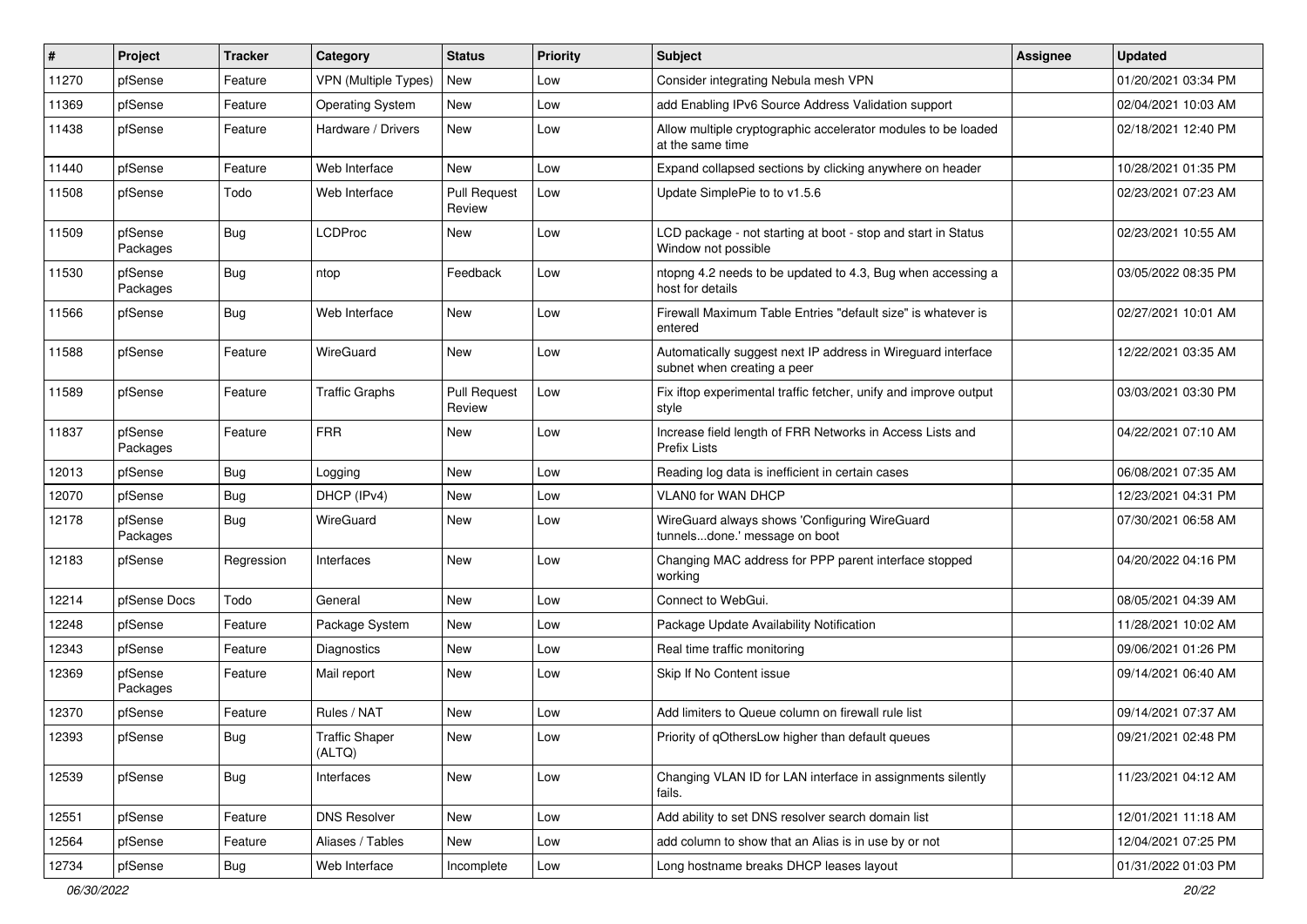| # | Project | Tracker | Category | Status | Priority | Subject | Assignee | Updated |
|---|---|---|---|---|---|---|---|---|
| 11270 | pfSense | Feature | VPN (Multiple Types) | New | Low | Consider integrating Nebula mesh VPN | | 01/20/2021 03:34 PM |
| 11369 | pfSense | Feature | Operating System | New | Low | add Enabling IPv6 Source Address Validation support | | 02/04/2021 10:03 AM |
| 11438 | pfSense | Feature | Hardware / Drivers | New | Low | Allow multiple cryptographic accelerator modules to be loaded at the same time | | 02/18/2021 12:40 PM |
| 11440 | pfSense | Feature | Web Interface | New | Low | Expand collapsed sections by clicking anywhere on header | | 10/28/2021 01:35 PM |
| 11508 | pfSense | Todo | Web Interface | Pull Request Review | Low | Update SimplePie to to v1.5.6 | | 02/23/2021 07:23 AM |
| 11509 | pfSense Packages | Bug | LCDProc | New | Low | LCD package - not starting at boot - stop and start in Status Window not possible | | 02/23/2021 10:55 AM |
| 11530 | pfSense Packages | Bug | ntop | Feedback | Low | ntopng 4.2 needs to be updated to 4.3, Bug when accessing a host for details | | 03/05/2022 08:35 PM |
| 11566 | pfSense | Bug | Web Interface | New | Low | Firewall Maximum Table Entries "default size" is whatever is entered | | 02/27/2021 10:01 AM |
| 11588 | pfSense | Feature | WireGuard | New | Low | Automatically suggest next IP address in Wireguard interface subnet when creating a peer | | 12/22/2021 03:35 AM |
| 11589 | pfSense | Feature | Traffic Graphs | Pull Request Review | Low | Fix iftop experimental traffic fetcher, unify and improve output style | | 03/03/2021 03:30 PM |
| 11837 | pfSense Packages | Feature | FRR | New | Low | Increase field length of FRR Networks in Access Lists and Prefix Lists | | 04/22/2021 07:10 AM |
| 12013 | pfSense | Bug | Logging | New | Low | Reading log data is inefficient in certain cases | | 06/08/2021 07:35 AM |
| 12070 | pfSense | Bug | DHCP (IPv4) | New | Low | VLAN0 for WAN DHCP | | 12/23/2021 04:31 PM |
| 12178 | pfSense Packages | Bug | WireGuard | New | Low | WireGuard always shows 'Configuring WireGuard tunnels...done.' message on boot | | 07/30/2021 06:58 AM |
| 12183 | pfSense | Regression | Interfaces | New | Low | Changing MAC address for PPP parent interface stopped working | | 04/20/2022 04:16 PM |
| 12214 | pfSense Docs | Todo | General | New | Low | Connect to WebGui. | | 08/05/2021 04:39 AM |
| 12248 | pfSense | Feature | Package System | New | Low | Package Update Availability Notification | | 11/28/2021 10:02 AM |
| 12343 | pfSense | Feature | Diagnostics | New | Low | Real time traffic monitoring | | 09/06/2021 01:26 PM |
| 12369 | pfSense Packages | Feature | Mail report | New | Low | Skip If No Content issue | | 09/14/2021 06:40 AM |
| 12370 | pfSense | Feature | Rules / NAT | New | Low | Add limiters to Queue column on firewall rule list | | 09/14/2021 07:37 AM |
| 12393 | pfSense | Bug | Traffic Shaper (ALTQ) | New | Low | Priority of qOthersLow higher than default queues | | 09/21/2021 02:48 PM |
| 12539 | pfSense | Bug | Interfaces | New | Low | Changing VLAN ID for LAN interface in assignments silently fails. | | 11/23/2021 04:12 AM |
| 12551 | pfSense | Feature | DNS Resolver | New | Low | Add ability to set DNS resolver search domain list | | 12/01/2021 11:18 AM |
| 12564 | pfSense | Feature | Aliases / Tables | New | Low | add column to show that an Alias is in use by or not | | 12/04/2021 07:25 PM |
| 12734 | pfSense | Bug | Web Interface | Incomplete | Low | Long hostname breaks DHCP leases layout | | 01/31/2022 01:03 PM |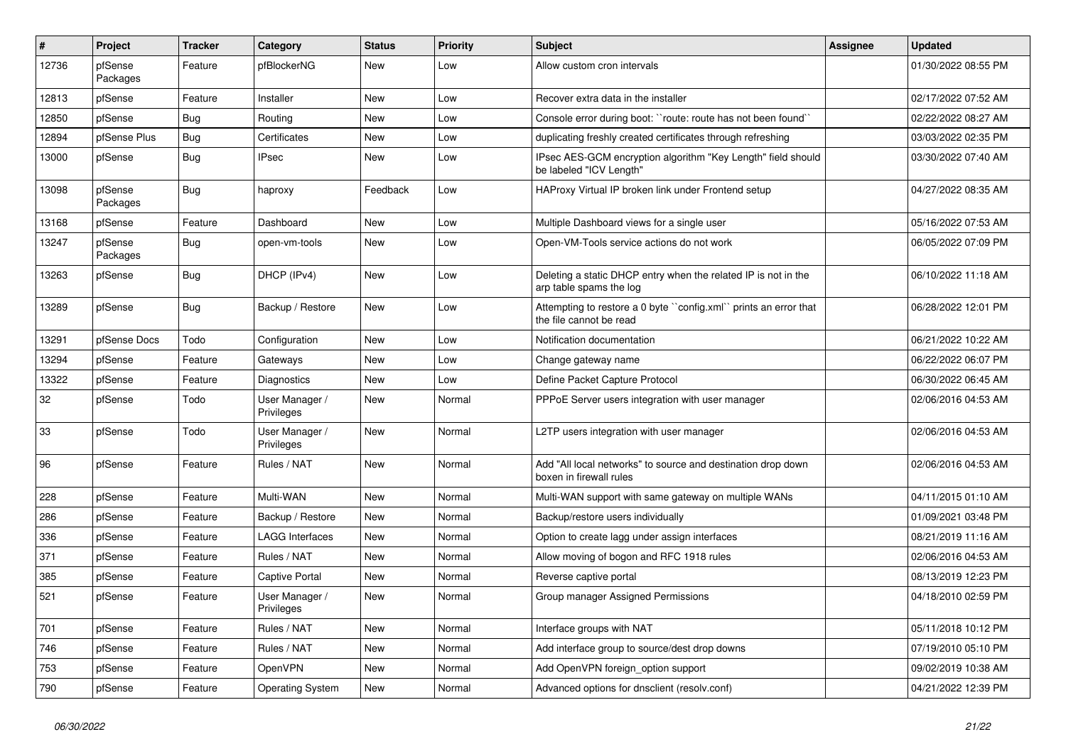| # | Project | Tracker | Category | Status | Priority | Subject | Assignee | Updated |
|---|---|---|---|---|---|---|---|---|
| 12736 | pfSense Packages | Feature | pfBlockerNG | New | Low | Allow custom cron intervals | | 01/30/2022 08:55 PM |
| 12813 | pfSense | Feature | Installer | New | Low | Recover extra data in the installer | | 02/17/2022 07:52 AM |
| 12850 | pfSense | Bug | Routing | New | Low | Console error during boot: ``route: route has not been found`` | | 02/22/2022 08:27 AM |
| 12894 | pfSense Plus | Bug | Certificates | New | Low | duplicating freshly created certificates through refreshing | | 03/03/2022 02:35 PM |
| 13000 | pfSense | Bug | IPsec | New | Low | IPsec AES-GCM encryption algorithm "Key Length" field should be labeled "ICV Length" | | 03/30/2022 07:40 AM |
| 13098 | pfSense Packages | Bug | haproxy | Feedback | Low | HAProxy Virtual IP broken link under Frontend setup | | 04/27/2022 08:35 AM |
| 13168 | pfSense | Feature | Dashboard | New | Low | Multiple Dashboard views for a single user | | 05/16/2022 07:53 AM |
| 13247 | pfSense Packages | Bug | open-vm-tools | New | Low | Open-VM-Tools service actions do not work | | 06/05/2022 07:09 PM |
| 13263 | pfSense | Bug | DHCP (IPv4) | New | Low | Deleting a static DHCP entry when the related IP is not in the arp table spams the log | | 06/10/2022 11:18 AM |
| 13289 | pfSense | Bug | Backup / Restore | New | Low | Attempting to restore a 0 byte ``config.xml`` prints an error that the file cannot be read | | 06/28/2022 12:01 PM |
| 13291 | pfSense Docs | Todo | Configuration | New | Low | Notification documentation | | 06/21/2022 10:22 AM |
| 13294 | pfSense | Feature | Gateways | New | Low | Change gateway name | | 06/22/2022 06:07 PM |
| 13322 | pfSense | Feature | Diagnostics | New | Low | Define Packet Capture Protocol | | 06/30/2022 06:45 AM |
| 32 | pfSense | Todo | User Manager / Privileges | New | Normal | PPPoE Server users integration with user manager | | 02/06/2016 04:53 AM |
| 33 | pfSense | Todo | User Manager / Privileges | New | Normal | L2TP users integration with user manager | | 02/06/2016 04:53 AM |
| 96 | pfSense | Feature | Rules / NAT | New | Normal | Add "All local networks" to source and destination drop down boxen in firewall rules | | 02/06/2016 04:53 AM |
| 228 | pfSense | Feature | Multi-WAN | New | Normal | Multi-WAN support with same gateway on multiple WANs | | 04/11/2015 01:10 AM |
| 286 | pfSense | Feature | Backup / Restore | New | Normal | Backup/restore users individually | | 01/09/2021 03:48 PM |
| 336 | pfSense | Feature | LAGG Interfaces | New | Normal | Option to create lagg under assign interfaces | | 08/21/2019 11:16 AM |
| 371 | pfSense | Feature | Rules / NAT | New | Normal | Allow moving of bogon and RFC 1918 rules | | 02/06/2016 04:53 AM |
| 385 | pfSense | Feature | Captive Portal | New | Normal | Reverse captive portal | | 08/13/2019 12:23 PM |
| 521 | pfSense | Feature | User Manager / Privileges | New | Normal | Group manager Assigned Permissions | | 04/18/2010 02:59 PM |
| 701 | pfSense | Feature | Rules / NAT | New | Normal | Interface groups with NAT | | 05/11/2018 10:12 PM |
| 746 | pfSense | Feature | Rules / NAT | New | Normal | Add interface group to source/dest drop downs | | 07/19/2010 05:10 PM |
| 753 | pfSense | Feature | OpenVPN | New | Normal | Add OpenVPN foreign_option support | | 09/02/2019 10:38 AM |
| 790 | pfSense | Feature | Operating System | New | Normal | Advanced options for dnsclient (resolv.conf) | | 04/21/2022 12:39 PM |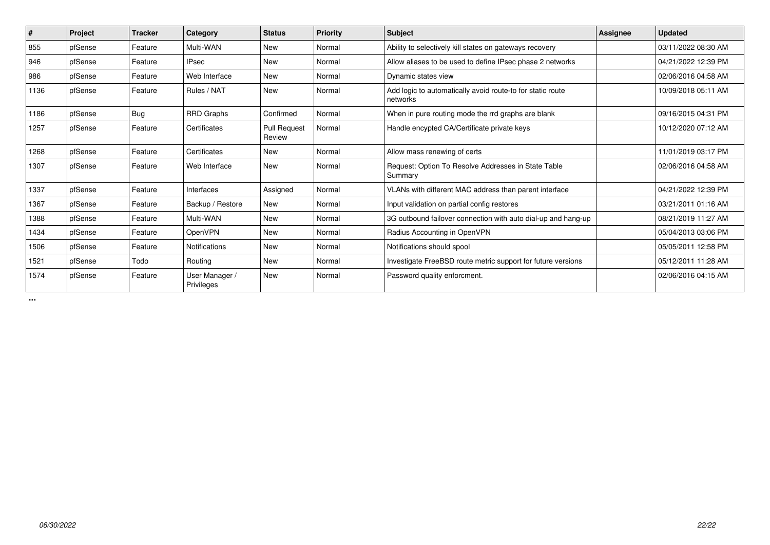| # | Project | Tracker | Category | Status | Priority | Subject | Assignee | Updated |
|---|---|---|---|---|---|---|---|---|
| 855 | pfSense | Feature | Multi-WAN | New | Normal | Ability to selectively kill states on gateways recovery | | 03/11/2022 08:30 AM |
| 946 | pfSense | Feature | IPsec | New | Normal | Allow aliases to be used to define IPsec phase 2 networks | | 04/21/2022 12:39 PM |
| 986 | pfSense | Feature | Web Interface | New | Normal | Dynamic states view | | 02/06/2016 04:58 AM |
| 1136 | pfSense | Feature | Rules / NAT | New | Normal | Add logic to automatically avoid route-to for static route networks | | 10/09/2018 05:11 AM |
| 1186 | pfSense | Bug | RRD Graphs | Confirmed | Normal | When in pure routing mode the rrd graphs are blank | | 09/16/2015 04:31 PM |
| 1257 | pfSense | Feature | Certificates | Pull Request Review | Normal | Handle encypted CA/Certificate private keys | | 10/12/2020 07:12 AM |
| 1268 | pfSense | Feature | Certificates | New | Normal | Allow mass renewing of certs | | 11/01/2019 03:17 PM |
| 1307 | pfSense | Feature | Web Interface | New | Normal | Request: Option To Resolve Addresses in State Table Summary | | 02/06/2016 04:58 AM |
| 1337 | pfSense | Feature | Interfaces | Assigned | Normal | VLANs with different MAC address than parent interface | | 04/21/2022 12:39 PM |
| 1367 | pfSense | Feature | Backup / Restore | New | Normal | Input validation on partial config restores | | 03/21/2011 01:16 AM |
| 1388 | pfSense | Feature | Multi-WAN | New | Normal | 3G outbound failover connection with auto dial-up and hang-up | | 08/21/2019 11:27 AM |
| 1434 | pfSense | Feature | OpenVPN | New | Normal | Radius Accounting in OpenVPN | | 05/04/2013 03:06 PM |
| 1506 | pfSense | Feature | Notifications | New | Normal | Notifications should spool | | 05/05/2011 12:58 PM |
| 1521 | pfSense | Todo | Routing | New | Normal | Investigate FreeBSD route metric support for future versions | | 05/12/2011 11:28 AM |
| 1574 | pfSense | Feature | User Manager / Privileges | New | Normal | Password quality enforcment. | | 02/06/2016 04:15 AM |

...